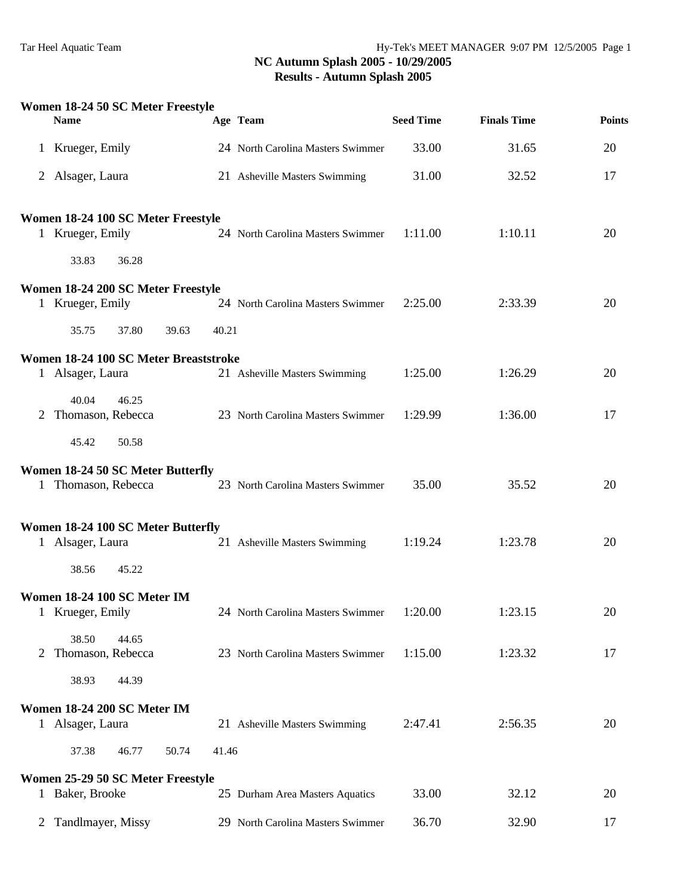# NC Autumn Splash 2005 - 10/29/2005

## Results - Autumn Splash 2005

### Women 18-24 50 SC Meter Freestyle

| | Name | Age | Team | Seed Time | Finals Time | Points |
|---|---|---|---|---|---|---|
| 1 | Krueger, Emily | 24 | North Carolina Masters Swimmer | 33.00 | 31.65 | 20 |
| 2 | Alsager, Laura | 21 | Asheville Masters Swimming | 31.00 | 32.52 | 17 |

### Women 18-24 100 SC Meter Freestyle

| | Name | Age | Team | Seed Time | Finals Time | Points |
|---|---|---|---|---|---|---|
| 1 | Krueger, Emily | 24 | North Carolina Masters Swimmer | 1:11.00 | 1:10.11 | 20 |
| | 33.83 36.28 | | | | | |

### Women 18-24 200 SC Meter Freestyle

| | Name | Age | Team | Seed Time | Finals Time | Points |
|---|---|---|---|---|---|---|
| 1 | Krueger, Emily | 24 | North Carolina Masters Swimmer | 2:25.00 | 2:33.39 | 20 |
| | 35.75 37.80 39.63 40.21 | | | | | |

### Women 18-24 100 SC Meter Breaststroke

| | Name | Age | Team | Seed Time | Finals Time | Points |
|---|---|---|---|---|---|---|
| 1 | Alsager, Laura | 21 | Asheville Masters Swimming | 1:25.00 | 1:26.29 | 20 |
| | 40.04 46.25 | | | | | |
| 2 | Thomason, Rebecca | 23 | North Carolina Masters Swimmer | 1:29.99 | 1:36.00 | 17 |
| | 45.42 50.58 | | | | | |

### Women 18-24 50 SC Meter Butterfly

| | Name | Age | Team | Seed Time | Finals Time | Points |
|---|---|---|---|---|---|---|
| 1 | Thomason, Rebecca | 23 | North Carolina Masters Swimmer | 35.00 | 35.52 | 20 |

### Women 18-24 100 SC Meter Butterfly

| | Name | Age | Team | Seed Time | Finals Time | Points |
|---|---|---|---|---|---|---|
| 1 | Alsager, Laura | 21 | Asheville Masters Swimming | 1:19.24 | 1:23.78 | 20 |
| | 38.56 45.22 | | | | | |

### Women 18-24 100 SC Meter IM

| | Name | Age | Team | Seed Time | Finals Time | Points |
|---|---|---|---|---|---|---|
| 1 | Krueger, Emily | 24 | North Carolina Masters Swimmer | 1:20.00 | 1:23.15 | 20 |
| | 38.50 44.65 | | | | | |
| 2 | Thomason, Rebecca | 23 | North Carolina Masters Swimmer | 1:15.00 | 1:23.32 | 17 |
| | 38.93 44.39 | | | | | |

### Women 18-24 200 SC Meter IM

| | Name | Age | Team | Seed Time | Finals Time | Points |
|---|---|---|---|---|---|---|
| 1 | Alsager, Laura | 21 | Asheville Masters Swimming | 2:47.41 | 2:56.35 | 20 |
| | 37.38 46.77 50.74 41.46 | | | | | |

### Women 25-29 50 SC Meter Freestyle

| | Name | Age | Team | Seed Time | Finals Time | Points |
|---|---|---|---|---|---|---|
| 1 | Baker, Brooke | 25 | Durham Area Masters Aquatics | 33.00 | 32.12 | 20 |
| 2 | Tandlmayer, Missy | 29 | North Carolina Masters Swimmer | 36.70 | 32.90 | 17 |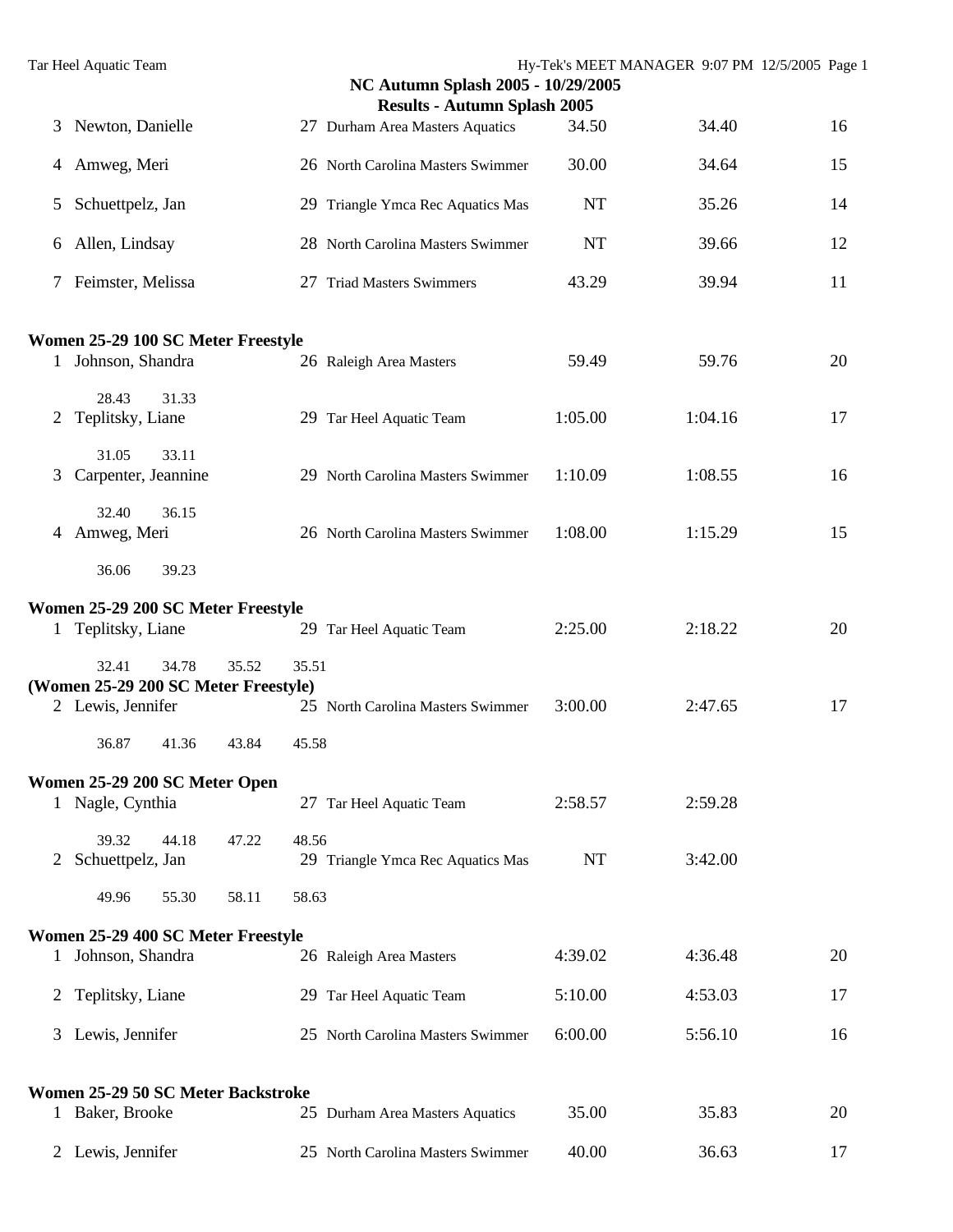NC Autumn Splash 2005 - 10/29/2005

Results - Autumn Splash 2005

| | Name | Age | Team | Seed | Finals | Points |
|---|---|---|---|---|---|---|
| 3 | Newton, Danielle | 27 | Durham Area Masters Aquatics | 34.50 | 34.40 | 16 |
| 4 | Amweg, Meri | 26 | North Carolina Masters Swimmer | 30.00 | 34.64 | 15 |
| 5 | Schuettpelz, Jan | 29 | Triangle Ymca Rec Aquatics Mas | NT | 35.26 | 14 |
| 6 | Allen, Lindsay | 28 | North Carolina Masters Swimmer | NT | 39.66 | 12 |
| 7 | Feimster, Melissa | 27 | Triad Masters Swimmers | 43.29 | 39.94 | 11 |

**Women 25-29 100 SC Meter Freestyle**

| | Name | Age | Team | Seed | Finals | Points |
|---|---|---|---|---|---|---|
| 1 | Johnson, Shandra | 26 | Raleigh Area Masters | 59.49 | 59.76 | 20 |
| | 28.43 31.33 | | | | | |
| 2 | Teplitsky, Liane | 29 | Tar Heel Aquatic Team | 1:05.00 | 1:04.16 | 17 |
| | 31.05 33.11 | | | | | |
| 3 | Carpenter, Jeannine | 29 | North Carolina Masters Swimmer | 1:10.09 | 1:08.55 | 16 |
| | 32.40 36.15 | | | | | |
| 4 | Amweg, Meri | 26 | North Carolina Masters Swimmer | 1:08.00 | 1:15.29 | 15 |
| | 36.06 39.23 | | | | | |

**Women 25-29 200 SC Meter Freestyle**

| | Name | Age | Team | Seed | Finals | Points |
|---|---|---|---|---|---|---|
| 1 | Teplitsky, Liane | 29 | Tar Heel Aquatic Team | 2:25.00 | 2:18.22 | 20 |
| | 32.41 34.78 35.52 35.51 | | | | | |
| 2 | Lewis, Jennifer | 25 | North Carolina Masters Swimmer | 3:00.00 | 2:47.65 | 17 |
| | 36.87 41.36 43.84 45.58 | | | | | |

**Women 25-29 200 SC Meter Open**

| | Name | Age | Team | Seed | Finals | Points |
|---|---|---|---|---|---|---|
| 1 | Nagle, Cynthia | 27 | Tar Heel Aquatic Team | 2:58.57 | 2:59.28 | |
| | 39.32 44.18 47.22 48.56 | | | | | |
| 2 | Schuettpelz, Jan | 29 | Triangle Ymca Rec Aquatics Mas | NT | 3:42.00 | |
| | 49.96 55.30 58.11 58.63 | | | | | |

**Women 25-29 400 SC Meter Freestyle**

| | Name | Age | Team | Seed | Finals | Points |
|---|---|---|---|---|---|---|
| 1 | Johnson, Shandra | 26 | Raleigh Area Masters | 4:39.02 | 4:36.48 | 20 |
| 2 | Teplitsky, Liane | 29 | Tar Heel Aquatic Team | 5:10.00 | 4:53.03 | 17 |
| 3 | Lewis, Jennifer | 25 | North Carolina Masters Swimmer | 6:00.00 | 5:56.10 | 16 |

**Women 25-29 50 SC Meter Backstroke**

| | Name | Age | Team | Seed | Finals | Points |
|---|---|---|---|---|---|---|
| 1 | Baker, Brooke | 25 | Durham Area Masters Aquatics | 35.00 | 35.83 | 20 |
| 2 | Lewis, Jennifer | 25 | North Carolina Masters Swimmer | 40.00 | 36.63 | 17 |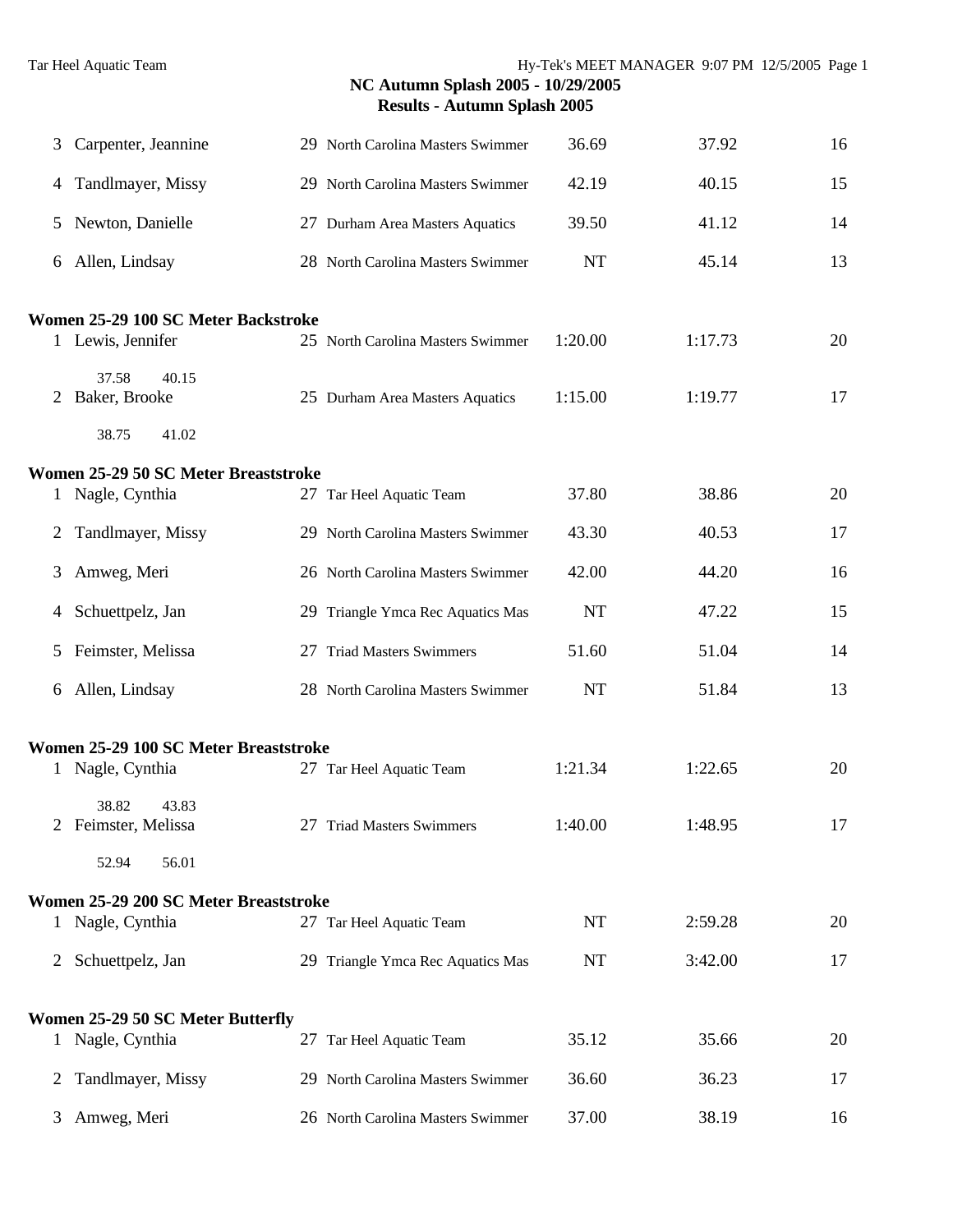## NC Autumn Splash 2005 - 10/29/2005
## Results - Autumn Splash 2005

| | Name | Age | Team | Seed Time | Finals Time | Points |
|---|---|---|---|---|---|---|
| 3 | Carpenter, Jeannine | 29 | North Carolina Masters Swimmer | 36.69 | 37.92 | 16 |
| 4 | Tandlmayer, Missy | 29 | North Carolina Masters Swimmer | 42.19 | 40.15 | 15 |
| 5 | Newton, Danielle | 27 | Durham Area Masters Aquatics | 39.50 | 41.12 | 14 |
| 6 | Allen, Lindsay | 28 | North Carolina Masters Swimmer | NT | 45.14 | 13 |

**Women 25-29 100 SC Meter Backstroke**

| | Name | Age | Team | Seed Time | Finals Time | Points |
|---|---|---|---|---|---|---|
| 1 | Lewis, Jennifer | 25 | North Carolina Masters Swimmer | 1:20.00 | 1:17.73 | 20 |
| | 37.58 40.15 | | | | | |
| 2 | Baker, Brooke | 25 | Durham Area Masters Aquatics | 1:15.00 | 1:19.77 | 17 |
| | 38.75 41.02 | | | | | |

**Women 25-29 50 SC Meter Breaststroke**

| | Name | Age | Team | Seed Time | Finals Time | Points |
|---|---|---|---|---|---|---|
| 1 | Nagle, Cynthia | 27 | Tar Heel Aquatic Team | 37.80 | 38.86 | 20 |
| 2 | Tandlmayer, Missy | 29 | North Carolina Masters Swimmer | 43.30 | 40.53 | 17 |
| 3 | Amweg, Meri | 26 | North Carolina Masters Swimmer | 42.00 | 44.20 | 16 |
| 4 | Schuettpelz, Jan | 29 | Triangle Ymca Rec Aquatics Mas | NT | 47.22 | 15 |
| 5 | Feimster, Melissa | 27 | Triad Masters Swimmers | 51.60 | 51.04 | 14 |
| 6 | Allen, Lindsay | 28 | North Carolina Masters Swimmer | NT | 51.84 | 13 |

**Women 25-29 100 SC Meter Breaststroke**

| | Name | Age | Team | Seed Time | Finals Time | Points |
|---|---|---|---|---|---|---|
| 1 | Nagle, Cynthia | 27 | Tar Heel Aquatic Team | 1:21.34 | 1:22.65 | 20 |
| | 38.82 43.83 | | | | | |
| 2 | Feimster, Melissa | 27 | Triad Masters Swimmers | 1:40.00 | 1:48.95 | 17 |
| | 52.94 56.01 | | | | | |

**Women 25-29 200 SC Meter Breaststroke**

| | Name | Age | Team | Seed Time | Finals Time | Points |
|---|---|---|---|---|---|---|
| 1 | Nagle, Cynthia | 27 | Tar Heel Aquatic Team | NT | 2:59.28 | 20 |
| 2 | Schuettpelz, Jan | 29 | Triangle Ymca Rec Aquatics Mas | NT | 3:42.00 | 17 |

**Women 25-29 50 SC Meter Butterfly**

| | Name | Age | Team | Seed Time | Finals Time | Points |
|---|---|---|---|---|---|---|
| 1 | Nagle, Cynthia | 27 | Tar Heel Aquatic Team | 35.12 | 35.66 | 20 |
| 2 | Tandlmayer, Missy | 29 | North Carolina Masters Swimmer | 36.60 | 36.23 | 17 |
| 3 | Amweg, Meri | 26 | North Carolina Masters Swimmer | 37.00 | 38.19 | 16 |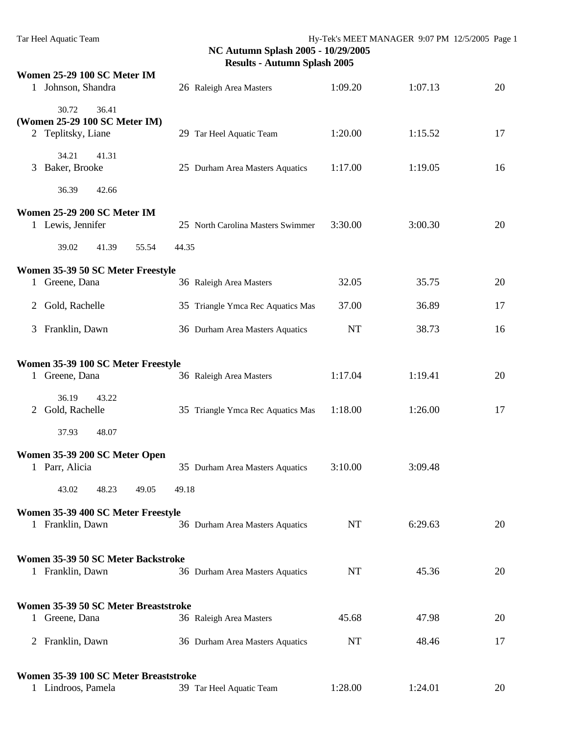**NC Autumn Splash 2005 - 10/29/2005**
**Results - Autumn Splash 2005**

**Women 25-29 100 SC Meter IM**

| | Name | Age | Team | Seed | Finals | Points |
|---|---|---|---|---|---|---|
| 1 | Johnson, Shandra | 26 | Raleigh Area Masters | 1:09.20 | 1:07.13 | 20 |
| | 30.72 36.41 | | | | | |

**(Women 25-29 100 SC Meter IM)**

| | Name | Age | Team | Seed | Finals | Points |
|---|---|---|---|---|---|---|
| 2 | Teplitsky, Liane | 29 | Tar Heel Aquatic Team | 1:20.00 | 1:15.52 | 17 |
| | 34.21 41.31 | | | | | |
| 3 | Baker, Brooke | 25 | Durham Area Masters Aquatics | 1:17.00 | 1:19.05 | 16 |
| | 36.39 42.66 | | | | | |

**Women 25-29 200 SC Meter IM**

| | Name | Age | Team | Seed | Finals | Points |
|---|---|---|---|---|---|---|
| 1 | Lewis, Jennifer | 25 | North Carolina Masters Swimmer | 3:30.00 | 3:00.30 | 20 |
| | 39.02 41.39 55.54 44.35 | | | | | |

**Women 35-39 50 SC Meter Freestyle**

| | Name | Age | Team | Seed | Finals | Points |
|---|---|---|---|---|---|---|
| 1 | Greene, Dana | 36 | Raleigh Area Masters | 32.05 | 35.75 | 20 |
| 2 | Gold, Rachelle | 35 | Triangle Ymca Rec Aquatics Mas | 37.00 | 36.89 | 17 |
| 3 | Franklin, Dawn | 36 | Durham Area Masters Aquatics | NT | 38.73 | 16 |

**Women 35-39 100 SC Meter Freestyle**

| | Name | Age | Team | Seed | Finals | Points |
|---|---|---|---|---|---|---|
| 1 | Greene, Dana | 36 | Raleigh Area Masters | 1:17.04 | 1:19.41 | 20 |
| | 36.19 43.22 | | | | | |
| 2 | Gold, Rachelle | 35 | Triangle Ymca Rec Aquatics Mas | 1:18.00 | 1:26.00 | 17 |
| | 37.93 48.07 | | | | | |

**Women 35-39 200 SC Meter Open**

| | Name | Age | Team | Seed | Finals | Points |
|---|---|---|---|---|---|---|
| 1 | Parr, Alicia | 35 | Durham Area Masters Aquatics | 3:10.00 | 3:09.48 | |
| | 43.02 48.23 49.05 49.18 | | | | | |

**Women 35-39 400 SC Meter Freestyle**

| | Name | Age | Team | Seed | Finals | Points |
|---|---|---|---|---|---|---|
| 1 | Franklin, Dawn | 36 | Durham Area Masters Aquatics | NT | 6:29.63 | 20 |

**Women 35-39 50 SC Meter Backstroke**

| | Name | Age | Team | Seed | Finals | Points |
|---|---|---|---|---|---|---|
| 1 | Franklin, Dawn | 36 | Durham Area Masters Aquatics | NT | 45.36 | 20 |

**Women 35-39 50 SC Meter Breaststroke**

| | Name | Age | Team | Seed | Finals | Points |
|---|---|---|---|---|---|---|
| 1 | Greene, Dana | 36 | Raleigh Area Masters | 45.68 | 47.98 | 20 |
| 2 | Franklin, Dawn | 36 | Durham Area Masters Aquatics | NT | 48.46 | 17 |

**Women 35-39 100 SC Meter Breaststroke**

| | Name | Age | Team | Seed | Finals | Points |
|---|---|---|---|---|---|---|
| 1 | Lindroos, Pamela | 39 | Tar Heel Aquatic Team | 1:28.00 | 1:24.01 | 20 |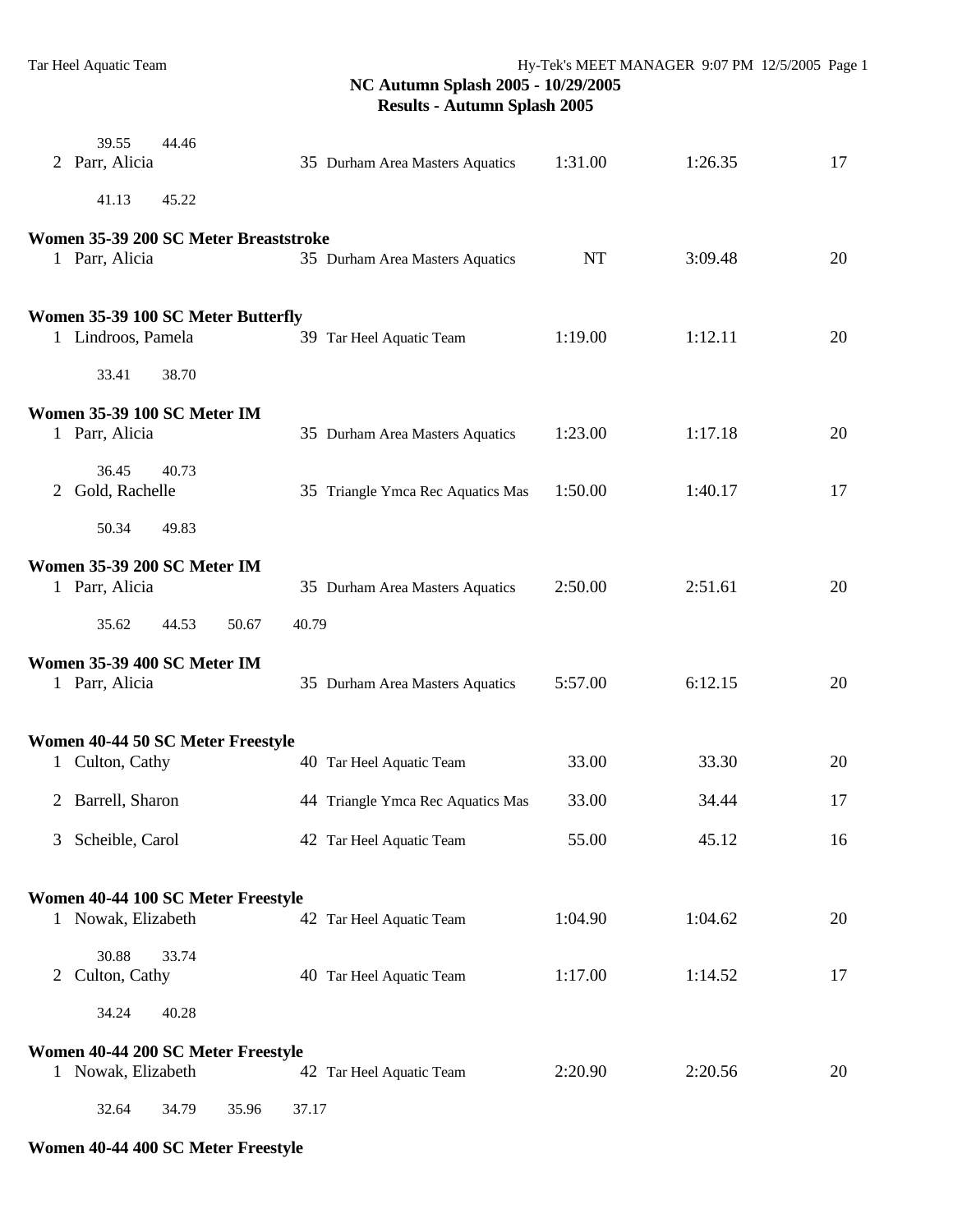39.55 44.46

| Place | Name | Age | Team | Seed Time | Finals Time | Points |
|---|---|---|---|---|---|---|
| 2 | Parr, Alicia | 35 | Durham Area Masters Aquatics | 1:31.00 | 1:26.35 | 17 |

41.13 45.22

**Women 35-39 200 SC Meter Breaststroke**

| Place | Name | Age | Team | Seed Time | Finals Time | Points |
|---|---|---|---|---|---|---|
| 1 | Parr, Alicia | 35 | Durham Area Masters Aquatics | NT | 3:09.48 | 20 |

**Women 35-39 100 SC Meter Butterfly**

| Place | Name | Age | Team | Seed Time | Finals Time | Points |
|---|---|---|---|---|---|---|
| 1 | Lindroos, Pamela | 39 | Tar Heel Aquatic Team | 1:19.00 | 1:12.11 | 20 |

33.41 38.70

**Women 35-39 100 SC Meter IM**

| Place | Name | Age | Team | Seed Time | Finals Time | Points |
|---|---|---|---|---|---|---|
| 1 | Parr, Alicia | 35 | Durham Area Masters Aquatics | 1:23.00 | 1:17.18 | 20 |

36.45 40.73

| Place | Name | Age | Team | Seed Time | Finals Time | Points |
|---|---|---|---|---|---|---|
| 2 | Gold, Rachelle | 35 | Triangle Ymca Rec Aquatics Mas | 1:50.00 | 1:40.17 | 17 |

50.34 49.83

**Women 35-39 200 SC Meter IM**

| Place | Name | Age | Team | Seed Time | Finals Time | Points |
|---|---|---|---|---|---|---|
| 1 | Parr, Alicia | 35 | Durham Area Masters Aquatics | 2:50.00 | 2:51.61 | 20 |

35.62 44.53 50.67 40.79

**Women 35-39 400 SC Meter IM**

| Place | Name | Age | Team | Seed Time | Finals Time | Points |
|---|---|---|---|---|---|---|
| 1 | Parr, Alicia | 35 | Durham Area Masters Aquatics | 5:57.00 | 6:12.15 | 20 |

**Women 40-44 50 SC Meter Freestyle**

| Place | Name | Age | Team | Seed Time | Finals Time | Points |
|---|---|---|---|---|---|---|
| 1 | Culton, Cathy | 40 | Tar Heel Aquatic Team | 33.00 | 33.30 | 20 |
| 2 | Barrell, Sharon | 44 | Triangle Ymca Rec Aquatics Mas | 33.00 | 34.44 | 17 |
| 3 | Scheible, Carol | 42 | Tar Heel Aquatic Team | 55.00 | 45.12 | 16 |

**Women 40-44 100 SC Meter Freestyle**

| Place | Name | Age | Team | Seed Time | Finals Time | Points |
|---|---|---|---|---|---|---|
| 1 | Nowak, Elizabeth | 42 | Tar Heel Aquatic Team | 1:04.90 | 1:04.62 | 20 |

30.88 33.74

| Place | Name | Age | Team | Seed Time | Finals Time | Points |
|---|---|---|---|---|---|---|
| 2 | Culton, Cathy | 40 | Tar Heel Aquatic Team | 1:17.00 | 1:14.52 | 17 |

34.24 40.28

**Women 40-44 200 SC Meter Freestyle**

| Place | Name | Age | Team | Seed Time | Finals Time | Points |
|---|---|---|---|---|---|---|
| 1 | Nowak, Elizabeth | 42 | Tar Heel Aquatic Team | 2:20.90 | 2:20.56 | 20 |

32.64 34.79 35.96 37.17

**Women 40-44 400 SC Meter Freestyle**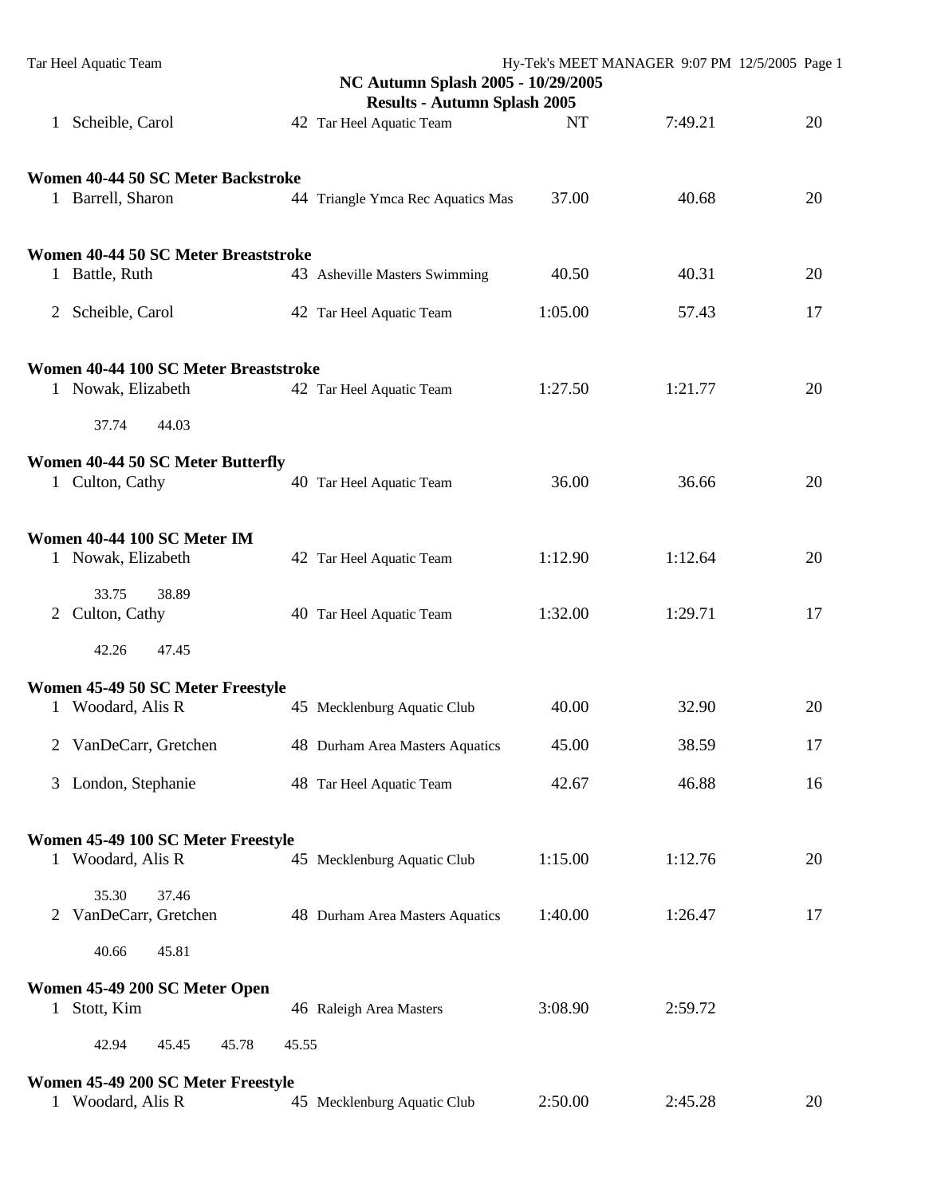## NC Autumn Splash 2005 - 10/29/2005

### Results - Autumn Splash 2005

| Place | Name | Age | Team | Seed Time | Finals Time | Points |
|---|---|---|---|---|---|---|
| 1 | Scheible, Carol | 42 | Tar Heel Aquatic Team | NT | 7:49.21 | 20 |

**Women 40-44 50 SC Meter Backstroke**

| Place | Name | Age | Team | Seed Time | Finals Time | Points |
|---|---|---|---|---|---|---|
| 1 | Barrell, Sharon | 44 | Triangle Ymca Rec Aquatics Mas | 37.00 | 40.68 | 20 |

**Women 40-44 50 SC Meter Breaststroke**

| Place | Name | Age | Team | Seed Time | Finals Time | Points |
|---|---|---|---|---|---|---|
| 1 | Battle, Ruth | 43 | Asheville Masters Swimming | 40.50 | 40.31 | 20 |
| 2 | Scheible, Carol | 42 | Tar Heel Aquatic Team | 1:05.00 | 57.43 | 17 |

**Women 40-44 100 SC Meter Breaststroke**

| Place | Name | Age | Team | Seed Time | Finals Time | Points |
|---|---|---|---|---|---|---|
| 1 | Nowak, Elizabeth | 42 | Tar Heel Aquatic Team | 1:27.50 | 1:21.77 | 20 |
| | 37.74 44.03 | | | | | |

**Women 40-44 50 SC Meter Butterfly**

| Place | Name | Age | Team | Seed Time | Finals Time | Points |
|---|---|---|---|---|---|---|
| 1 | Culton, Cathy | 40 | Tar Heel Aquatic Team | 36.00 | 36.66 | 20 |

**Women 40-44 100 SC Meter IM**

| Place | Name | Age | Team | Seed Time | Finals Time | Points |
|---|---|---|---|---|---|---|
| 1 | Nowak, Elizabeth | 42 | Tar Heel Aquatic Team | 1:12.90 | 1:12.64 | 20 |
| | 33.75 38.89 | | | | | |
| 2 | Culton, Cathy | 40 | Tar Heel Aquatic Team | 1:32.00 | 1:29.71 | 17 |
| | 42.26 47.45 | | | | | |

**Women 45-49 50 SC Meter Freestyle**

| Place | Name | Age | Team | Seed Time | Finals Time | Points |
|---|---|---|---|---|---|---|
| 1 | Woodard, Alis R | 45 | Mecklenburg Aquatic Club | 40.00 | 32.90 | 20 |
| 2 | VanDeCarr, Gretchen | 48 | Durham Area Masters Aquatics | 45.00 | 38.59 | 17 |
| 3 | London, Stephanie | 48 | Tar Heel Aquatic Team | 42.67 | 46.88 | 16 |

**Women 45-49 100 SC Meter Freestyle**

| Place | Name | Age | Team | Seed Time | Finals Time | Points |
|---|---|---|---|---|---|---|
| 1 | Woodard, Alis R | 45 | Mecklenburg Aquatic Club | 1:15.00 | 1:12.76 | 20 |
| | 35.30 37.46 | | | | | |
| 2 | VanDeCarr, Gretchen | 48 | Durham Area Masters Aquatics | 1:40.00 | 1:26.47 | 17 |
| | 40.66 45.81 | | | | | |

**Women 45-49 200 SC Meter Open**

| Place | Name | Age | Team | Seed Time | Finals Time | Points |
|---|---|---|---|---|---|---|
| 1 | Stott, Kim | 46 | Raleigh Area Masters | 3:08.90 | 2:59.72 | |
| | 42.94 45.45 45.78 45.55 | | | | | |

**Women 45-49 200 SC Meter Freestyle**

| Place | Name | Age | Team | Seed Time | Finals Time | Points |
|---|---|---|---|---|---|---|
| 1 | Woodard, Alis R | 45 | Mecklenburg Aquatic Club | 2:50.00 | 2:45.28 | 20 |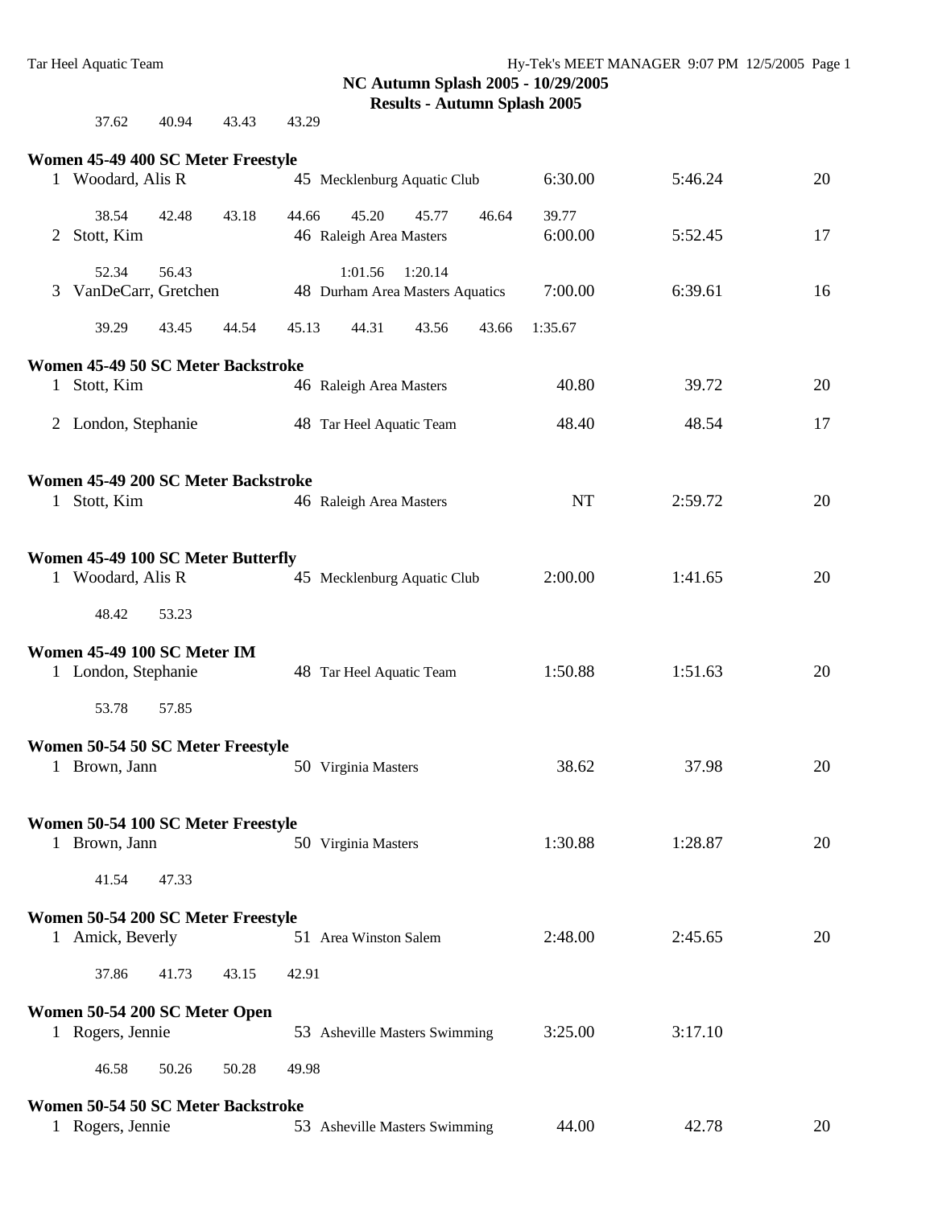## NC Autumn Splash 2005 - 10/29/2005

### Results - Autumn Splash 2005

37.62 40.94 43.43 43.29

**Women 45-49 400 SC Meter Freestyle**

| | Name | Age | Team | Seed Time | Finals Time | Points |
|---|---|---|---|---|---|---|
| 1 | Woodard, Alis R | 45 | Mecklenburg Aquatic Club | 6:30.00 | 5:46.24 | 20 |
| | 38.54 42.48 43.18 44.66 45.20 45.77 46.64 39.77 | | | | | |
| 2 | Stott, Kim | 46 | Raleigh Area Masters | 6:00.00 | 5:52.45 | 17 |
| | 52.34 56.43 1:01.56 1:20.14 | | | | | |
| 3 | VanDeCarr, Gretchen | 48 | Durham Area Masters Aquatics | 7:00.00 | 6:39.61 | 16 |
| | 39.29 43.45 44.54 45.13 44.31 43.56 43.66 1:35.67 | | | | | |

**Women 45-49 50 SC Meter Backstroke**

| | Name | Age | Team | Seed Time | Finals Time | Points |
|---|---|---|---|---|---|---|
| 1 | Stott, Kim | 46 | Raleigh Area Masters | 40.80 | 39.72 | 20 |
| 2 | London, Stephanie | 48 | Tar Heel Aquatic Team | 48.40 | 48.54 | 17 |

**Women 45-49 200 SC Meter Backstroke**

| | Name | Age | Team | Seed Time | Finals Time | Points |
|---|---|---|---|---|---|---|
| 1 | Stott, Kim | 46 | Raleigh Area Masters | NT | 2:59.72 | 20 |

**Women 45-49 100 SC Meter Butterfly**

| | Name | Age | Team | Seed Time | Finals Time | Points |
|---|---|---|---|---|---|---|
| 1 | Woodard, Alis R | 45 | Mecklenburg Aquatic Club | 2:00.00 | 1:41.65 | 20 |
| | 48.42 53.23 | | | | | |

**Women 45-49 100 SC Meter IM**

| | Name | Age | Team | Seed Time | Finals Time | Points |
|---|---|---|---|---|---|---|
| 1 | London, Stephanie | 48 | Tar Heel Aquatic Team | 1:50.88 | 1:51.63 | 20 |
| | 53.78 57.85 | | | | | |

**Women 50-54 50 SC Meter Freestyle**

| | Name | Age | Team | Seed Time | Finals Time | Points |
|---|---|---|---|---|---|---|
| 1 | Brown, Jann | 50 | Virginia Masters | 38.62 | 37.98 | 20 |

**Women 50-54 100 SC Meter Freestyle**

| | Name | Age | Team | Seed Time | Finals Time | Points |
|---|---|---|---|---|---|---|
| 1 | Brown, Jann | 50 | Virginia Masters | 1:30.88 | 1:28.87 | 20 |
| | 41.54 47.33 | | | | | |

**Women 50-54 200 SC Meter Freestyle**

| | Name | Age | Team | Seed Time | Finals Time | Points |
|---|---|---|---|---|---|---|
| 1 | Amick, Beverly | 51 | Area Winston Salem | 2:48.00 | 2:45.65 | 20 |
| | 37.86 41.73 43.15 42.91 | | | | | |

**Women 50-54 200 SC Meter Open**

| | Name | Age | Team | Seed Time | Finals Time | Points |
|---|---|---|---|---|---|---|
| 1 | Rogers, Jennie | 53 | Asheville Masters Swimming | 3:25.00 | 3:17.10 | |
| | 46.58 50.26 50.28 49.98 | | | | | |

**Women 50-54 50 SC Meter Backstroke**

| | Name | Age | Team | Seed Time | Finals Time | Points |
|---|---|---|---|---|---|---|
| 1 | Rogers, Jennie | 53 | Asheville Masters Swimming | 44.00 | 42.78 | 20 |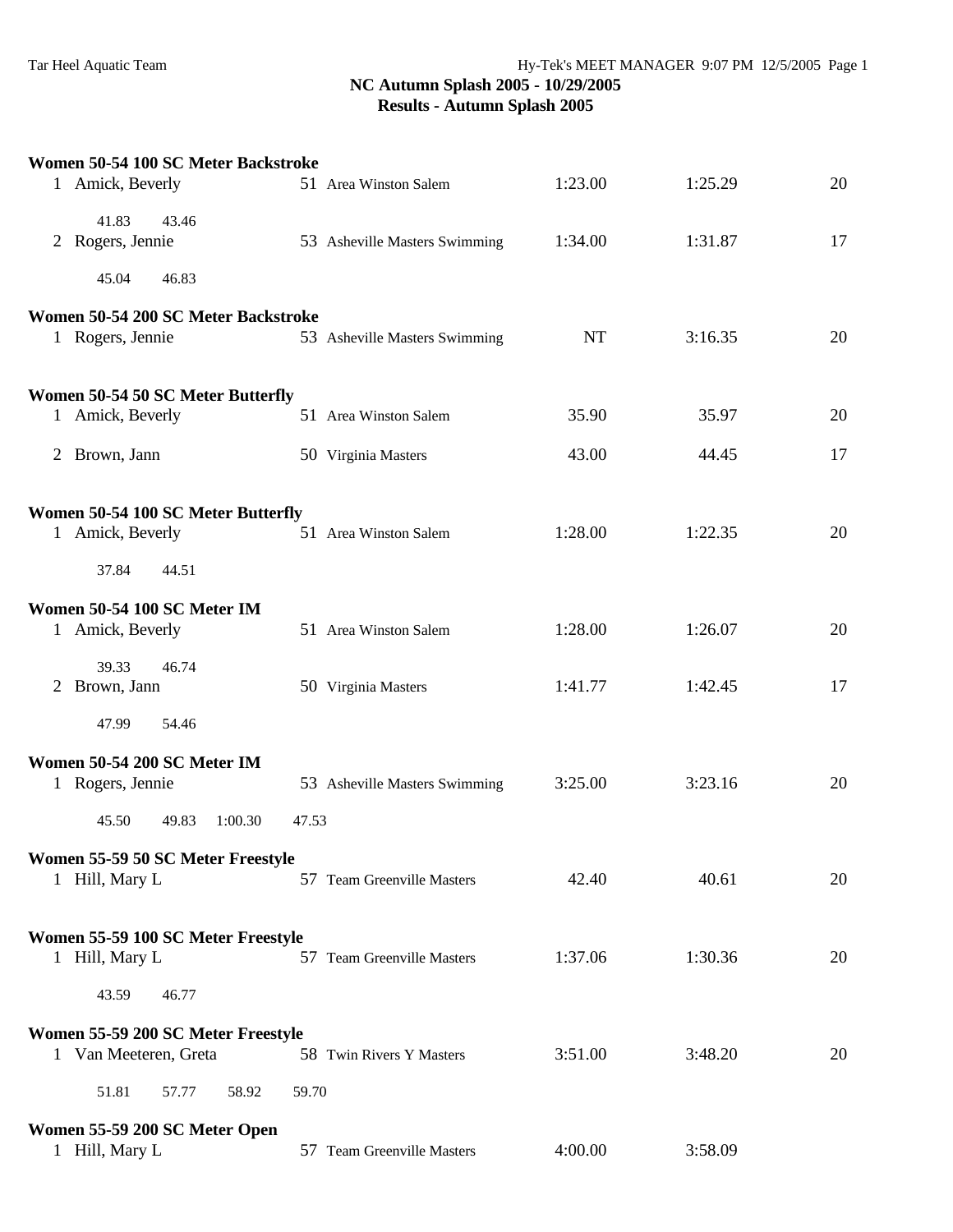**NC Autumn Splash 2005 - 10/29/2005**
**Results - Autumn Splash 2005**

**Women 50-54 100 SC Meter Backstroke**

| Place | Name | Age | Team | Seed Time | Finals Time | Points |
|---|---|---|---|---|---|---|
| 1 | Amick, Beverly | 51 | Area Winston Salem | 1:23.00 | 1:25.29 | 20 |
| | 41.83   43.46 | | | | | |
| 2 | Rogers, Jennie | 53 | Asheville Masters Swimming | 1:34.00 | 1:31.87 | 17 |
| | 45.04   46.83 | | | | | |

**Women 50-54 200 SC Meter Backstroke**

| Place | Name | Age | Team | Seed Time | Finals Time | Points |
|---|---|---|---|---|---|---|
| 1 | Rogers, Jennie | 53 | Asheville Masters Swimming | NT | 3:16.35 | 20 |

**Women 50-54 50 SC Meter Butterfly**

| Place | Name | Age | Team | Seed Time | Finals Time | Points |
|---|---|---|---|---|---|---|
| 1 | Amick, Beverly | 51 | Area Winston Salem | 35.90 | 35.97 | 20 |
| 2 | Brown, Jann | 50 | Virginia Masters | 43.00 | 44.45 | 17 |

**Women 50-54 100 SC Meter Butterfly**

| Place | Name | Age | Team | Seed Time | Finals Time | Points |
|---|---|---|---|---|---|---|
| 1 | Amick, Beverly | 51 | Area Winston Salem | 1:28.00 | 1:22.35 | 20 |
| | 37.84   44.51 | | | | | |

**Women 50-54 100 SC Meter IM**

| Place | Name | Age | Team | Seed Time | Finals Time | Points |
|---|---|---|---|---|---|---|
| 1 | Amick, Beverly | 51 | Area Winston Salem | 1:28.00 | 1:26.07 | 20 |
| | 39.33   46.74 | | | | | |
| 2 | Brown, Jann | 50 | Virginia Masters | 1:41.77 | 1:42.45 | 17 |
| | 47.99   54.46 | | | | | |

**Women 50-54 200 SC Meter IM**

| Place | Name | Age | Team | Seed Time | Finals Time | Points |
|---|---|---|---|---|---|---|
| 1 | Rogers, Jennie | 53 | Asheville Masters Swimming | 3:25.00 | 3:23.16 | 20 |
| | 45.50   49.83   1:00.30   47.53 | | | | | |

**Women 55-59 50 SC Meter Freestyle**

| Place | Name | Age | Team | Seed Time | Finals Time | Points |
|---|---|---|---|---|---|---|
| 1 | Hill, Mary L | 57 | Team Greenville Masters | 42.40 | 40.61 | 20 |

**Women 55-59 100 SC Meter Freestyle**

| Place | Name | Age | Team | Seed Time | Finals Time | Points |
|---|---|---|---|---|---|---|
| 1 | Hill, Mary L | 57 | Team Greenville Masters | 1:37.06 | 1:30.36 | 20 |
| | 43.59   46.77 | | | | | |

**Women 55-59 200 SC Meter Freestyle**

| Place | Name | Age | Team | Seed Time | Finals Time | Points |
|---|---|---|---|---|---|---|
| 1 | Van Meeteren, Greta | 58 | Twin Rivers Y Masters | 3:51.00 | 3:48.20 | 20 |
| | 51.81   57.77   58.92   59.70 | | | | | |

**Women 55-59 200 SC Meter Open**

| Place | Name | Age | Team | Seed Time | Finals Time | Points |
|---|---|---|---|---|---|---|
| 1 | Hill, Mary L | 57 | Team Greenville Masters | 4:00.00 | 3:58.09 | |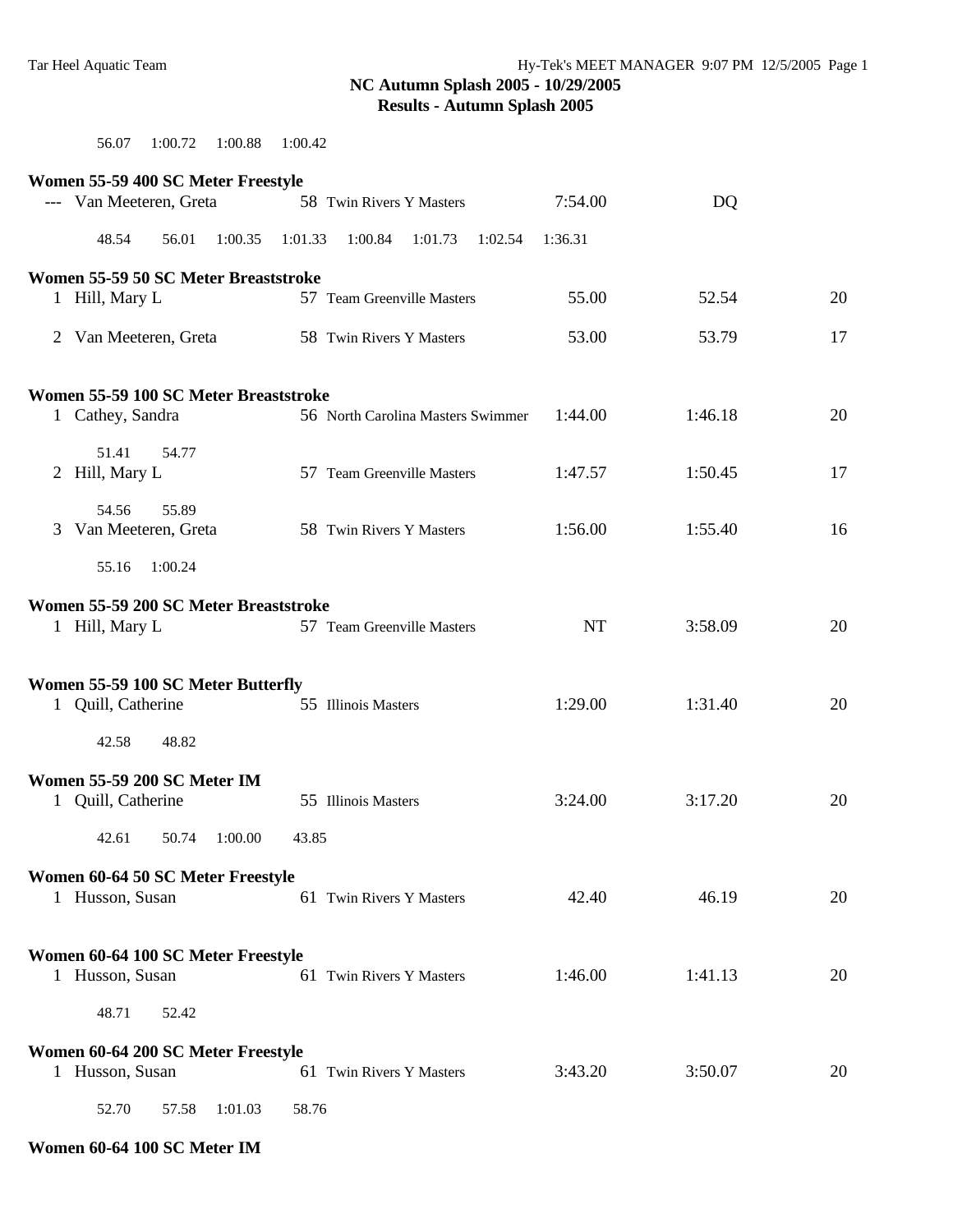## NC Autumn Splash 2005 - 10/29/2005
### Results - Autumn Splash 2005

56.07 1:00.72 1:00.88 1:00.42

**Women 55-59 400 SC Meter Freestyle**

| Place | Name | Age | Team | Seed Time | Finals Time | Points |
|---|---|---|---|---|---|---|
| --- | Van Meeteren, Greta | 58 | Twin Rivers Y Masters | 7:54.00 | DQ | |

48.54 56.01 1:00.35 1:01.33 1:00.84 1:01.73 1:02.54 1:36.31

**Women 55-59 50 SC Meter Breaststroke**

| Place | Name | Age | Team | Seed Time | Finals Time | Points |
|---|---|---|---|---|---|---|
| 1 | Hill, Mary L | 57 | Team Greenville Masters | 55.00 | 52.54 | 20 |
| 2 | Van Meeteren, Greta | 58 | Twin Rivers Y Masters | 53.00 | 53.79 | 17 |

**Women 55-59 100 SC Meter Breaststroke**

| Place | Name | Age | Team | Seed Time | Finals Time | Points |
|---|---|---|---|---|---|---|
| 1 | Cathey, Sandra | 56 | North Carolina Masters Swimmer | 1:44.00 | 1:46.18 | 20 |
| | 51.41 54.77 | | | | | |
| 2 | Hill, Mary L | 57 | Team Greenville Masters | 1:47.57 | 1:50.45 | 17 |
| | 54.56 55.89 | | | | | |
| 3 | Van Meeteren, Greta | 58 | Twin Rivers Y Masters | 1:56.00 | 1:55.40 | 16 |
| | 55.16 1:00.24 | | | | | |

**Women 55-59 200 SC Meter Breaststroke**

| Place | Name | Age | Team | Seed Time | Finals Time | Points |
|---|---|---|---|---|---|---|
| 1 | Hill, Mary L | 57 | Team Greenville Masters | NT | 3:58.09 | 20 |

**Women 55-59 100 SC Meter Butterfly**

| Place | Name | Age | Team | Seed Time | Finals Time | Points |
|---|---|---|---|---|---|---|
| 1 | Quill, Catherine | 55 | Illinois Masters | 1:29.00 | 1:31.40 | 20 |

42.58 48.82

**Women 55-59 200 SC Meter IM**

| Place | Name | Age | Team | Seed Time | Finals Time | Points |
|---|---|---|---|---|---|---|
| 1 | Quill, Catherine | 55 | Illinois Masters | 3:24.00 | 3:17.20 | 20 |

42.61 50.74 1:00.00 43.85

**Women 60-64 50 SC Meter Freestyle**

| Place | Name | Age | Team | Seed Time | Finals Time | Points |
|---|---|---|---|---|---|---|
| 1 | Husson, Susan | 61 | Twin Rivers Y Masters | 42.40 | 46.19 | 20 |

**Women 60-64 100 SC Meter Freestyle**

| Place | Name | Age | Team | Seed Time | Finals Time | Points |
|---|---|---|---|---|---|---|
| 1 | Husson, Susan | 61 | Twin Rivers Y Masters | 1:46.00 | 1:41.13 | 20 |

48.71 52.42

**Women 60-64 200 SC Meter Freestyle**

| Place | Name | Age | Team | Seed Time | Finals Time | Points |
|---|---|---|---|---|---|---|
| 1 | Husson, Susan | 61 | Twin Rivers Y Masters | 3:43.20 | 3:50.07 | 20 |

52.70 57.58 1:01.03 58.76

**Women 60-64 100 SC Meter IM**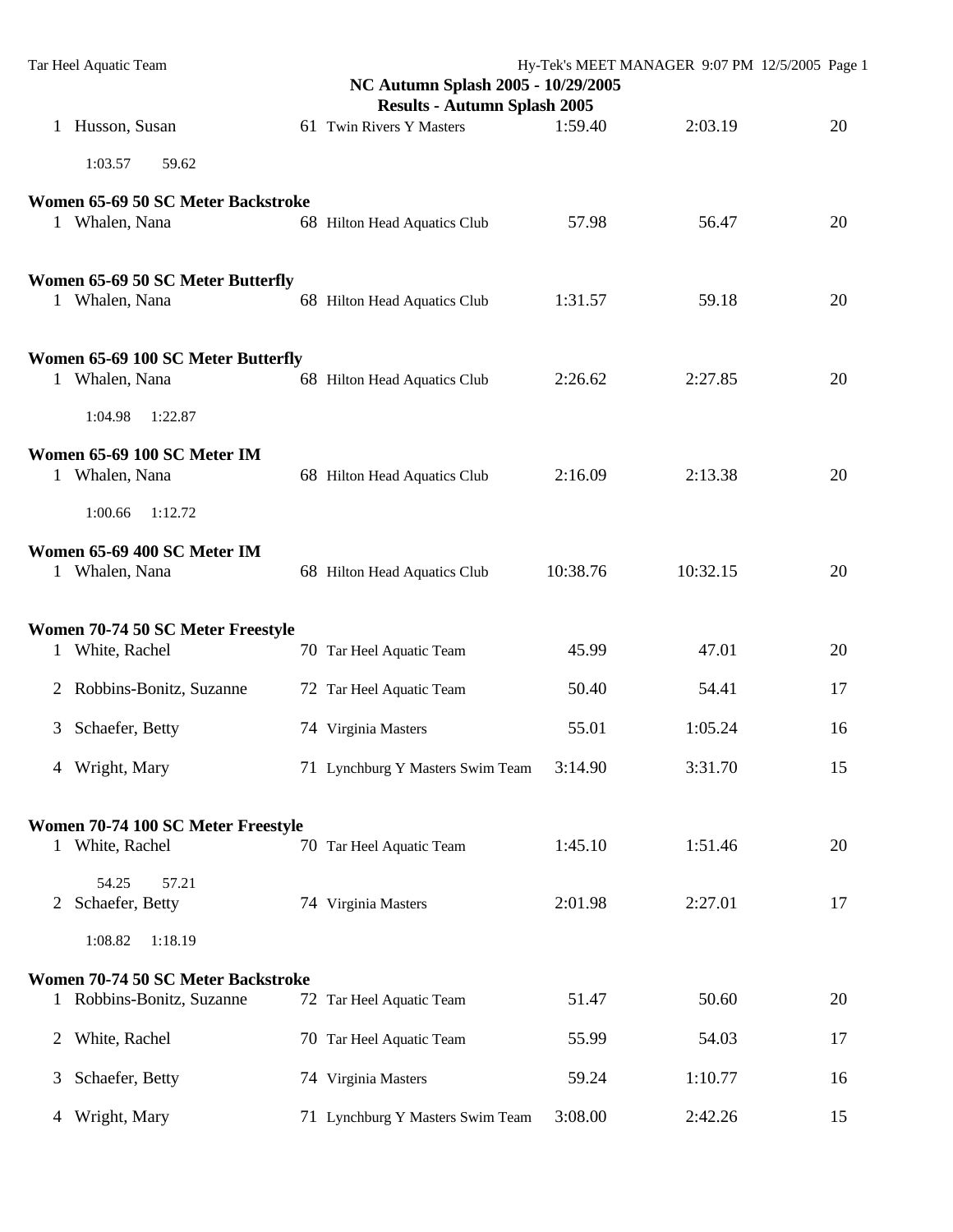## NC Autumn Splash 2005 - 10/29/2005

### Results - Autumn Splash 2005

1 Husson, Susan 61 Twin Rivers Y Masters 1:59.40 2:03.19 20

1:03.57 59.62

**Women 65-69 50 SC Meter Backstroke**

1 Whalen, Nana 68 Hilton Head Aquatics Club 57.98 56.47 20

**Women 65-69 50 SC Meter Butterfly**

1 Whalen, Nana 68 Hilton Head Aquatics Club 1:31.57 59.18 20

**Women 65-69 100 SC Meter Butterfly**

1 Whalen, Nana 68 Hilton Head Aquatics Club 2:26.62 2:27.85 20

1:04.98 1:22.87

**Women 65-69 100 SC Meter IM**

1 Whalen, Nana 68 Hilton Head Aquatics Club 2:16.09 2:13.38 20

1:00.66 1:12.72

**Women 65-69 400 SC Meter IM**

1 Whalen, Nana 68 Hilton Head Aquatics Club 10:38.76 10:32.15 20

**Women 70-74 50 SC Meter Freestyle**

1 White, Rachel 70 Tar Heel Aquatic Team 45.99 47.01 20

2 Robbins-Bonitz, Suzanne 72 Tar Heel Aquatic Team 50.40 54.41 17

3 Schaefer, Betty 74 Virginia Masters 55.01 1:05.24 16

4 Wright, Mary 71 Lynchburg Y Masters Swim Team 3:14.90 3:31.70 15

**Women 70-74 100 SC Meter Freestyle**

1 White, Rachel 70 Tar Heel Aquatic Team 1:45.10 1:51.46 20

54.25 57.21

2 Schaefer, Betty 74 Virginia Masters 2:01.98 2:27.01 17

1:08.82 1:18.19

**Women 70-74 50 SC Meter Backstroke**

1 Robbins-Bonitz, Suzanne 72 Tar Heel Aquatic Team 51.47 50.60 20

2 White, Rachel 70 Tar Heel Aquatic Team 55.99 54.03 17

3 Schaefer, Betty 74 Virginia Masters 59.24 1:10.77 16

4 Wright, Mary 71 Lynchburg Y Masters Swim Team 3:08.00 2:42.26 15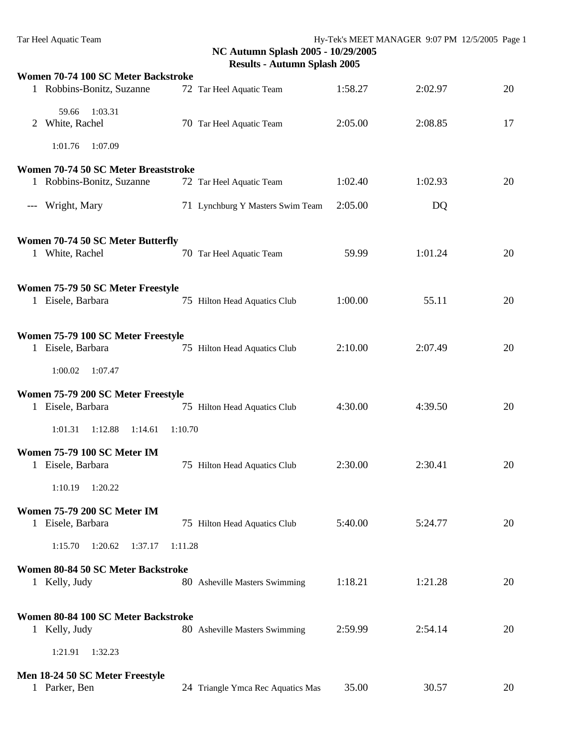## NC Autumn Splash 2005 - 10/29/2005

### Results - Autumn Splash 2005

**Women 70-74 100 SC Meter Backstroke**

| Place | Name | Age | Team | Seed Time | Finals Time | Points |
|---|---|---|---|---|---|---|
| 1 | Robbins-Bonitz, Suzanne | 72 | Tar Heel Aquatic Team | 1:58.27 | 2:02.97 | 20 |
| | 59.66 1:03.31 | | | | | |
| 2 | White, Rachel | 70 | Tar Heel Aquatic Team | 2:05.00 | 2:08.85 | 17 |
| | 1:01.76 1:07.09 | | | | | |

**Women 70-74 50 SC Meter Breaststroke**

| Place | Name | Age | Team | Seed Time | Finals Time | Points |
|---|---|---|---|---|---|---|
| 1 | Robbins-Bonitz, Suzanne | 72 | Tar Heel Aquatic Team | 1:02.40 | 1:02.93 | 20 |
| --- | Wright, Mary | 71 | Lynchburg Y Masters Swim Team | 2:05.00 | DQ | |

**Women 70-74 50 SC Meter Butterfly**

| Place | Name | Age | Team | Seed Time | Finals Time | Points |
|---|---|---|---|---|---|---|
| 1 | White, Rachel | 70 | Tar Heel Aquatic Team | 59.99 | 1:01.24 | 20 |

**Women 75-79 50 SC Meter Freestyle**

| Place | Name | Age | Team | Seed Time | Finals Time | Points |
|---|---|---|---|---|---|---|
| 1 | Eisele, Barbara | 75 | Hilton Head Aquatics Club | 1:00.00 | 55.11 | 20 |

**Women 75-79 100 SC Meter Freestyle**

| Place | Name | Age | Team | Seed Time | Finals Time | Points |
|---|---|---|---|---|---|---|
| 1 | Eisele, Barbara | 75 | Hilton Head Aquatics Club | 2:10.00 | 2:07.49 | 20 |
| | 1:00.02 1:07.47 | | | | | |

**Women 75-79 200 SC Meter Freestyle**

| Place | Name | Age | Team | Seed Time | Finals Time | Points |
|---|---|---|---|---|---|---|
| 1 | Eisele, Barbara | 75 | Hilton Head Aquatics Club | 4:30.00 | 4:39.50 | 20 |
| | 1:01.31 1:12.88 1:14.61 1:10.70 | | | | | |

**Women 75-79 100 SC Meter IM**

| Place | Name | Age | Team | Seed Time | Finals Time | Points |
|---|---|---|---|---|---|---|
| 1 | Eisele, Barbara | 75 | Hilton Head Aquatics Club | 2:30.00 | 2:30.41 | 20 |
| | 1:10.19 1:20.22 | | | | | |

**Women 75-79 200 SC Meter IM**

| Place | Name | Age | Team | Seed Time | Finals Time | Points |
|---|---|---|---|---|---|---|
| 1 | Eisele, Barbara | 75 | Hilton Head Aquatics Club | 5:40.00 | 5:24.77 | 20 |
| | 1:15.70 1:20.62 1:37.17 1:11.28 | | | | | |

**Women 80-84 50 SC Meter Backstroke**

| Place | Name | Age | Team | Seed Time | Finals Time | Points |
|---|---|---|---|---|---|---|
| 1 | Kelly, Judy | 80 | Asheville Masters Swimming | 1:18.21 | 1:21.28 | 20 |

**Women 80-84 100 SC Meter Backstroke**

| Place | Name | Age | Team | Seed Time | Finals Time | Points |
|---|---|---|---|---|---|---|
| 1 | Kelly, Judy | 80 | Asheville Masters Swimming | 2:59.99 | 2:54.14 | 20 |
| | 1:21.91 1:32.23 | | | | | |

**Men 18-24 50 SC Meter Freestyle**

| Place | Name | Age | Team | Seed Time | Finals Time | Points |
|---|---|---|---|---|---|---|
| 1 | Parker, Ben | 24 | Triangle Ymca Rec Aquatics Mas | 35.00 | 30.57 | 20 |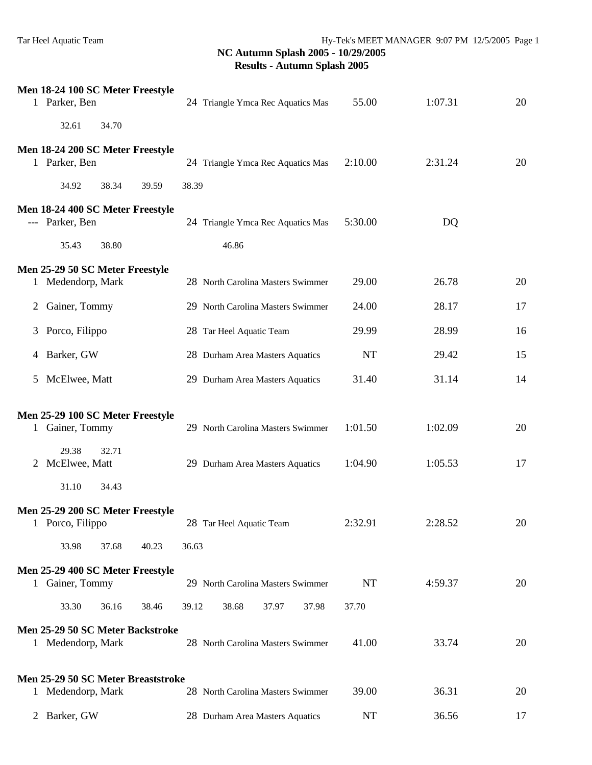**NC Autumn Splash 2005 - 10/29/2005**
**Results - Autumn Splash 2005**

**Men 18-24 100 SC Meter Freestyle**

| Place | Name | Age | Team | Seed | Finals | Points |
|---|---|---|---|---|---|---|
| 1 | Parker, Ben | 24 | Triangle Ymca Rec Aquatics Mas | 55.00 | 1:07.31 | 20 |

32.61 34.70

**Men 18-24 200 SC Meter Freestyle**

| Place | Name | Age | Team | Seed | Finals | Points |
|---|---|---|---|---|---|---|
| 1 | Parker, Ben | 24 | Triangle Ymca Rec Aquatics Mas | 2:10.00 | 2:31.24 | 20 |

34.92 38.34 39.59 38.39

**Men 18-24 400 SC Meter Freestyle**

| Place | Name | Age | Team | Seed | Finals | Points |
|---|---|---|---|---|---|---|
| --- | Parker, Ben | 24 | Triangle Ymca Rec Aquatics Mas | 5:30.00 | DQ | |

35.43 38.80 46.86

**Men 25-29 50 SC Meter Freestyle**

| Place | Name | Age | Team | Seed | Finals | Points |
|---|---|---|---|---|---|---|
| 1 | Medendorp, Mark | 28 | North Carolina Masters Swimmer | 29.00 | 26.78 | 20 |
| 2 | Gainer, Tommy | 29 | North Carolina Masters Swimmer | 24.00 | 28.17 | 17 |
| 3 | Porco, Filippo | 28 | Tar Heel Aquatic Team | 29.99 | 28.99 | 16 |
| 4 | Barker, GW | 28 | Durham Area Masters Aquatics | NT | 29.42 | 15 |
| 5 | McElwee, Matt | 29 | Durham Area Masters Aquatics | 31.40 | 31.14 | 14 |

**Men 25-29 100 SC Meter Freestyle**

| Place | Name | Age | Team | Seed | Finals | Points |
|---|---|---|---|---|---|---|
| 1 | Gainer, Tommy | 29 | North Carolina Masters Swimmer | 1:01.50 | 1:02.09 | 20 |
| | 29.38 32.71 | | | | | |
| 2 | McElwee, Matt | 29 | Durham Area Masters Aquatics | 1:04.90 | 1:05.53 | 17 |
| | 31.10 34.43 | | | | | |

**Men 25-29 200 SC Meter Freestyle**

| Place | Name | Age | Team | Seed | Finals | Points |
|---|---|---|---|---|---|---|
| 1 | Porco, Filippo | 28 | Tar Heel Aquatic Team | 2:32.91 | 2:28.52 | 20 |

33.98 37.68 40.23 36.63

**Men 25-29 400 SC Meter Freestyle**

| Place | Name | Age | Team | Seed | Finals | Points |
|---|---|---|---|---|---|---|
| 1 | Gainer, Tommy | 29 | North Carolina Masters Swimmer | NT | 4:59.37 | 20 |

33.30 36.16 38.46 39.12 38.68 37.97 37.98 37.70

**Men 25-29 50 SC Meter Backstroke**

| Place | Name | Age | Team | Seed | Finals | Points |
|---|---|---|---|---|---|---|
| 1 | Medendorp, Mark | 28 | North Carolina Masters Swimmer | 41.00 | 33.74 | 20 |

**Men 25-29 50 SC Meter Breaststroke**

| Place | Name | Age | Team | Seed | Finals | Points |
|---|---|---|---|---|---|---|
| 1 | Medendorp, Mark | 28 | North Carolina Masters Swimmer | 39.00 | 36.31 | 20 |
| 2 | Barker, GW | 28 | Durham Area Masters Aquatics | NT | 36.56 | 17 |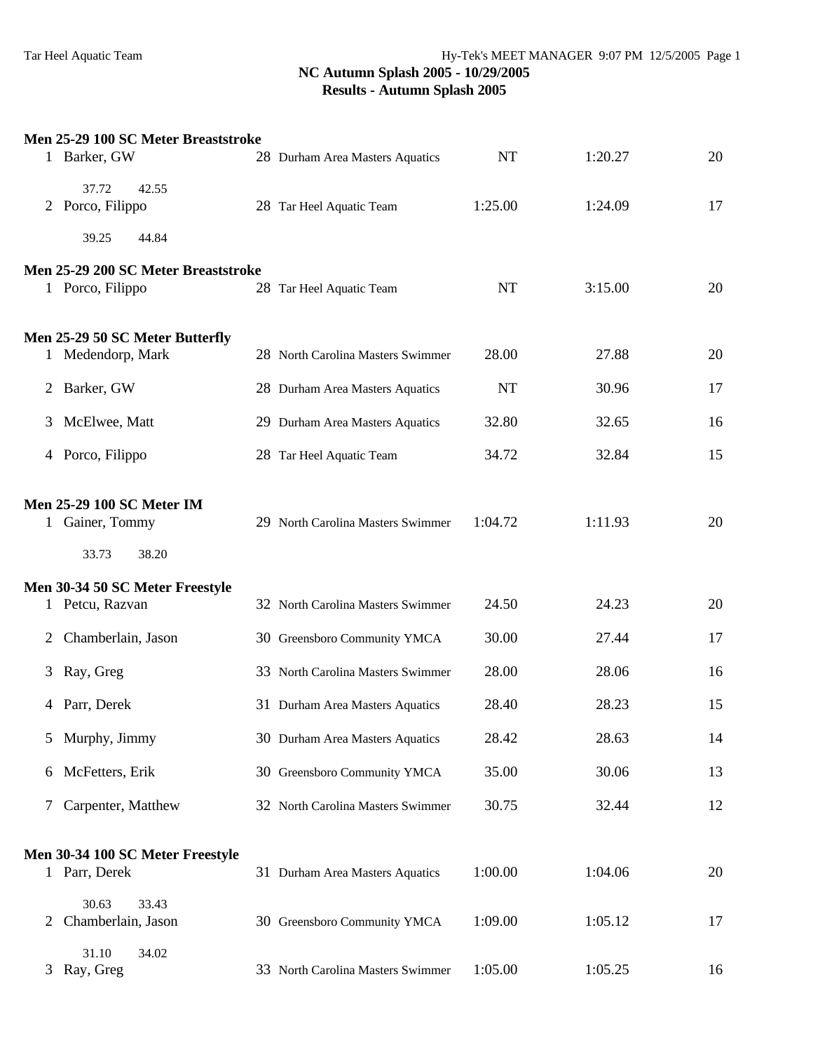**NC Autumn Splash 2005 - 10/29/2005**
**Results - Autumn Splash 2005**

**Men 25-29 100 SC Meter Breaststroke**

| Place | Name | Age | Team | Seed Time | Finals Time | Points |
|---|---|---|---|---|---|---|
| 1 | Barker, GW | 28 | Durham Area Masters Aquatics | NT | 1:20.27 | 20 |
| | 37.72 42.55 | | | | | |
| 2 | Porco, Filippo | 28 | Tar Heel Aquatic Team | 1:25.00 | 1:24.09 | 17 |
| | 39.25 44.84 | | | | | |

**Men 25-29 200 SC Meter Breaststroke**

| Place | Name | Age | Team | Seed Time | Finals Time | Points |
|---|---|---|---|---|---|---|
| 1 | Porco, Filippo | 28 | Tar Heel Aquatic Team | NT | 3:15.00 | 20 |

**Men 25-29 50 SC Meter Butterfly**

| Place | Name | Age | Team | Seed Time | Finals Time | Points |
|---|---|---|---|---|---|---|
| 1 | Medendorp, Mark | 28 | North Carolina Masters Swimmer | 28.00 | 27.88 | 20 |
| 2 | Barker, GW | 28 | Durham Area Masters Aquatics | NT | 30.96 | 17 |
| 3 | McElwee, Matt | 29 | Durham Area Masters Aquatics | 32.80 | 32.65 | 16 |
| 4 | Porco, Filippo | 28 | Tar Heel Aquatic Team | 34.72 | 32.84 | 15 |

**Men 25-29 100 SC Meter IM**

| Place | Name | Age | Team | Seed Time | Finals Time | Points |
|---|---|---|---|---|---|---|
| 1 | Gainer, Tommy | 29 | North Carolina Masters Swimmer | 1:04.72 | 1:11.93 | 20 |
| | 33.73 38.20 | | | | | |

**Men 30-34 50 SC Meter Freestyle**

| Place | Name | Age | Team | Seed Time | Finals Time | Points |
|---|---|---|---|---|---|---|
| 1 | Petcu, Razvan | 32 | North Carolina Masters Swimmer | 24.50 | 24.23 | 20 |
| 2 | Chamberlain, Jason | 30 | Greensboro Community YMCA | 30.00 | 27.44 | 17 |
| 3 | Ray, Greg | 33 | North Carolina Masters Swimmer | 28.00 | 28.06 | 16 |
| 4 | Parr, Derek | 31 | Durham Area Masters Aquatics | 28.40 | 28.23 | 15 |
| 5 | Murphy, Jimmy | 30 | Durham Area Masters Aquatics | 28.42 | 28.63 | 14 |
| 6 | McFetters, Erik | 30 | Greensboro Community YMCA | 35.00 | 30.06 | 13 |
| 7 | Carpenter, Matthew | 32 | North Carolina Masters Swimmer | 30.75 | 32.44 | 12 |

**Men 30-34 100 SC Meter Freestyle**

| Place | Name | Age | Team | Seed Time | Finals Time | Points |
|---|---|---|---|---|---|---|
| 1 | Parr, Derek | 31 | Durham Area Masters Aquatics | 1:00.00 | 1:04.06 | 20 |
| | 30.63 33.43 | | | | | |
| 2 | Chamberlain, Jason | 30 | Greensboro Community YMCA | 1:09.00 | 1:05.12 | 17 |
| | 31.10 34.02 | | | | | |
| 3 | Ray, Greg | 33 | North Carolina Masters Swimmer | 1:05.00 | 1:05.25 | 16 |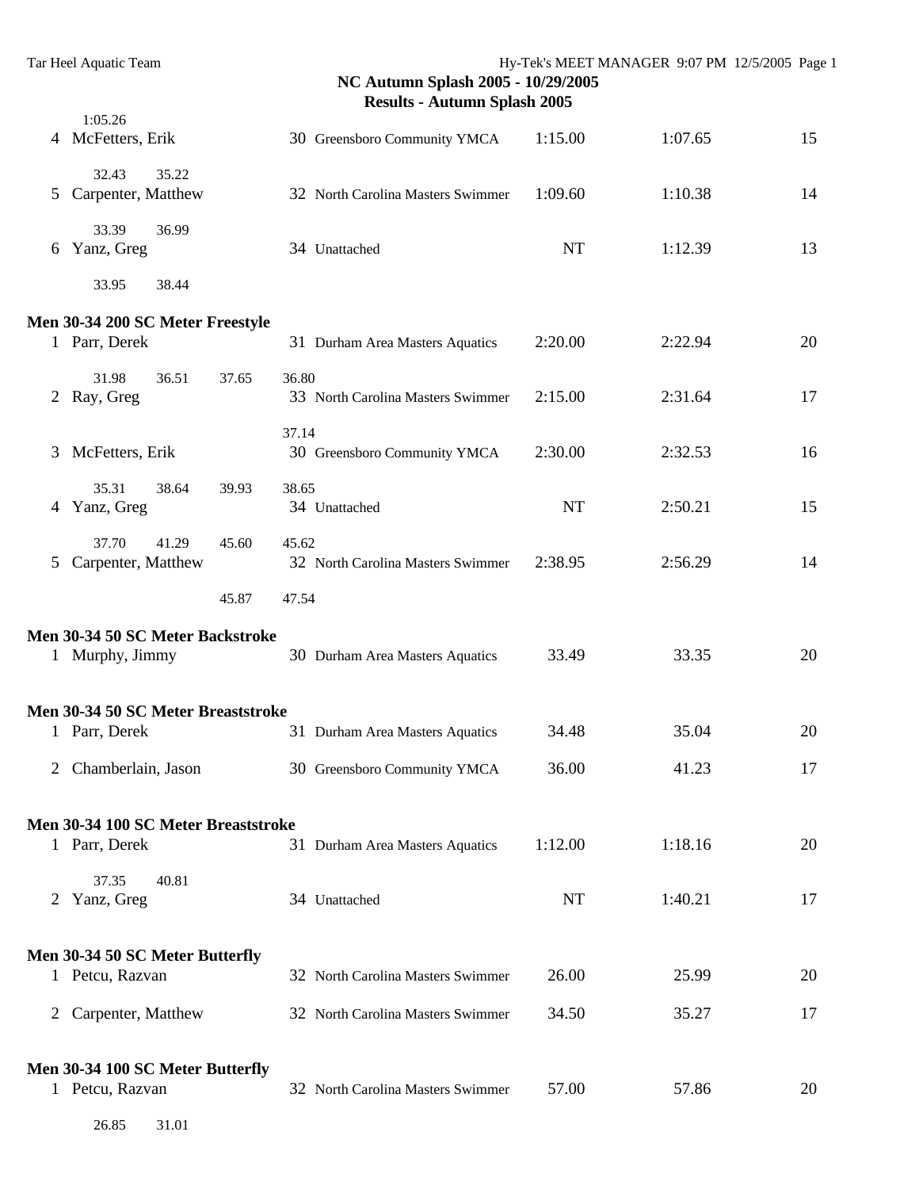## NC Autumn Splash 2005 - 10/29/2005

### Results - Autumn Splash 2005

1:05.26

| Place | Name | Age | Team | Seed Time | Finals Time | Points |
|---|---|---|---|---|---|---|
| 4 | McFetters, Erik | 30 | Greensboro Community YMCA | 1:15.00 | 1:07.65 | 15 |
| | 32.43 35.22 | | | | | |
| 5 | Carpenter, Matthew | 32 | North Carolina Masters Swimmer | 1:09.60 | 1:10.38 | 14 |
| | 33.39 36.99 | | | | | |
| 6 | Yanz, Greg | 34 | Unattached | NT | 1:12.39 | 13 |
| | 33.95 38.44 | | | | | |

**Men 30-34 200 SC Meter Freestyle**

| Place | Name | Age | Team | Seed Time | Finals Time | Points |
|---|---|---|---|---|---|---|
| 1 | Parr, Derek | 31 | Durham Area Masters Aquatics | 2:20.00 | 2:22.94 | 20 |
| | 31.98 36.51 37.65 36.80 | | | | | |
| 2 | Ray, Greg | 33 | North Carolina Masters Swimmer | 2:15.00 | 2:31.64 | 17 |
| | 37.14 | | | | | |
| 3 | McFetters, Erik | 30 | Greensboro Community YMCA | 2:30.00 | 2:32.53 | 16 |
| | 35.31 38.64 39.93 38.65 | | | | | |
| 4 | Yanz, Greg | 34 | Unattached | NT | 2:50.21 | 15 |
| | 37.70 41.29 45.60 45.62 | | | | | |
| 5 | Carpenter, Matthew | 32 | North Carolina Masters Swimmer | 2:38.95 | 2:56.29 | 14 |
| | 45.87 47.54 | | | | | |

**Men 30-34 50 SC Meter Backstroke**

| Place | Name | Age | Team | Seed Time | Finals Time | Points |
|---|---|---|---|---|---|---|
| 1 | Murphy, Jimmy | 30 | Durham Area Masters Aquatics | 33.49 | 33.35 | 20 |

**Men 30-34 50 SC Meter Breaststroke**

| Place | Name | Age | Team | Seed Time | Finals Time | Points |
|---|---|---|---|---|---|---|
| 1 | Parr, Derek | 31 | Durham Area Masters Aquatics | 34.48 | 35.04 | 20 |
| 2 | Chamberlain, Jason | 30 | Greensboro Community YMCA | 36.00 | 41.23 | 17 |

**Men 30-34 100 SC Meter Breaststroke**

| Place | Name | Age | Team | Seed Time | Finals Time | Points |
|---|---|---|---|---|---|---|
| 1 | Parr, Derek | 31 | Durham Area Masters Aquatics | 1:12.00 | 1:18.16 | 20 |
| | 37.35 40.81 | | | | | |
| 2 | Yanz, Greg | 34 | Unattached | NT | 1:40.21 | 17 |

**Men 30-34 50 SC Meter Butterfly**

| Place | Name | Age | Team | Seed Time | Finals Time | Points |
|---|---|---|---|---|---|---|
| 1 | Petcu, Razvan | 32 | North Carolina Masters Swimmer | 26.00 | 25.99 | 20 |
| 2 | Carpenter, Matthew | 32 | North Carolina Masters Swimmer | 34.50 | 35.27 | 17 |

**Men 30-34 100 SC Meter Butterfly**

| Place | Name | Age | Team | Seed Time | Finals Time | Points |
|---|---|---|---|---|---|---|
| 1 | Petcu, Razvan | 32 | North Carolina Masters Swimmer | 57.00 | 57.86 | 20 |
| | 26.85 31.01 | | | | | |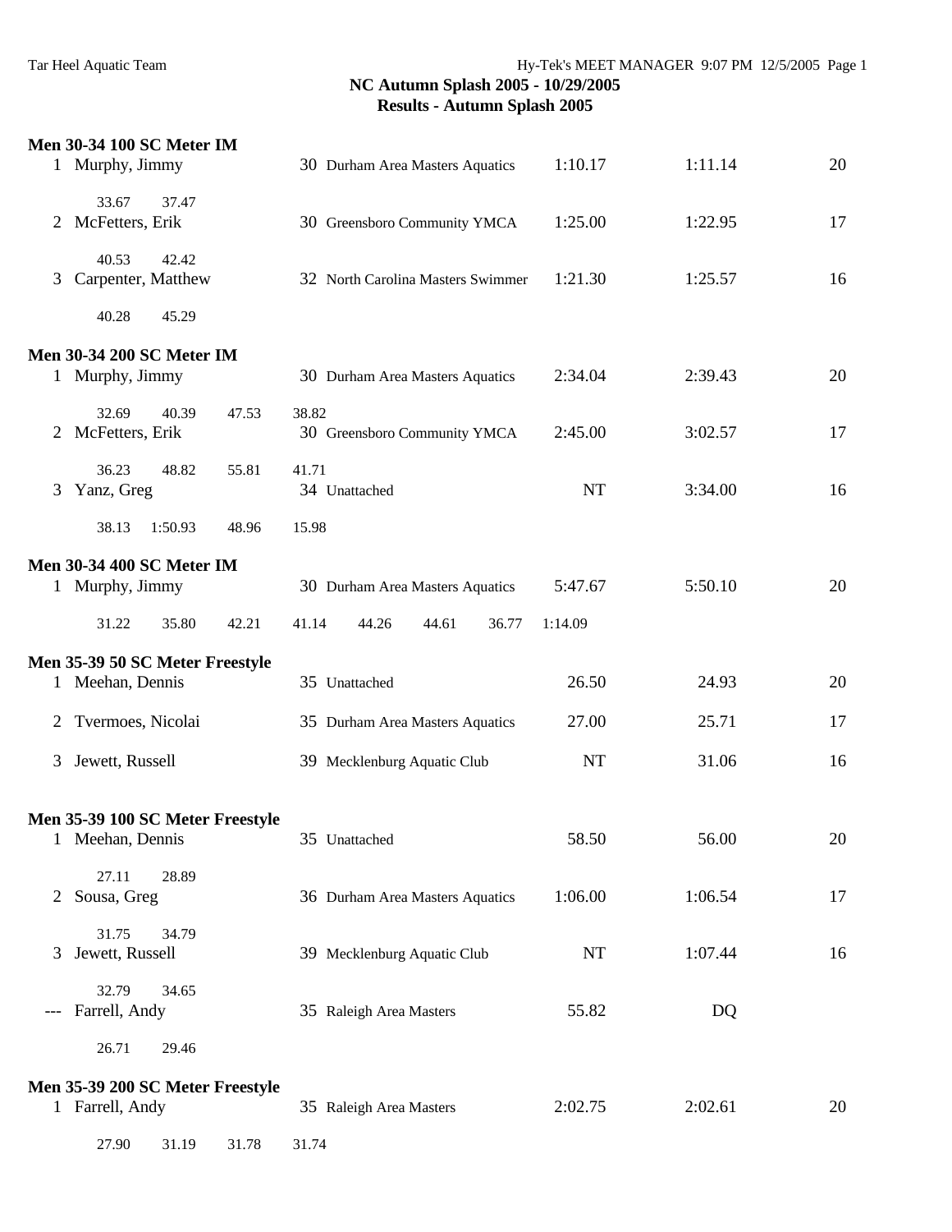## NC Autumn Splash 2005 - 10/29/2005
## Results - Autumn Splash 2005

### Men 30-34 100 SC Meter IM

| Place | Name | Age | Team | Seed Time | Finals Time | Points |
|---|---|---|---|---|---|---|
| 1 | Murphy, Jimmy | 30 | Durham Area Masters Aquatics | 1:10.17 | 1:11.14 | 20 |
| | 33.67 37.47 | | | | | |
| 2 | McFetters, Erik | 30 | Greensboro Community YMCA | 1:25.00 | 1:22.95 | 17 |
| | 40.53 42.42 | | | | | |
| 3 | Carpenter, Matthew | 32 | North Carolina Masters Swimmer | 1:21.30 | 1:25.57 | 16 |
| | 40.28 45.29 | | | | | |

### Men 30-34 200 SC Meter IM

| Place | Name | Age | Team | Seed Time | Finals Time | Points |
|---|---|---|---|---|---|---|
| 1 | Murphy, Jimmy | 30 | Durham Area Masters Aquatics | 2:34.04 | 2:39.43 | 20 |
| | 32.69 40.39 47.53 38.82 | | | | | |
| 2 | McFetters, Erik | 30 | Greensboro Community YMCA | 2:45.00 | 3:02.57 | 17 |
| | 36.23 48.82 55.81 41.71 | | | | | |
| 3 | Yanz, Greg | 34 | Unattached | NT | 3:34.00 | 16 |
| | 38.13 1:50.93 48.96 15.98 | | | | | |

### Men 30-34 400 SC Meter IM

| Place | Name | Age | Team | Seed Time | Finals Time | Points |
|---|---|---|---|---|---|---|
| 1 | Murphy, Jimmy | 30 | Durham Area Masters Aquatics | 5:47.67 | 5:50.10 | 20 |
| | 31.22 35.80 42.21 41.14 44.26 44.61 36.77 1:14.09 | | | | | |

### Men 35-39 50 SC Meter Freestyle

| Place | Name | Age | Team | Seed Time | Finals Time | Points |
|---|---|---|---|---|---|---|
| 1 | Meehan, Dennis | 35 | Unattached | 26.50 | 24.93 | 20 |
| 2 | Tvermoes, Nicolai | 35 | Durham Area Masters Aquatics | 27.00 | 25.71 | 17 |
| 3 | Jewett, Russell | 39 | Mecklenburg Aquatic Club | NT | 31.06 | 16 |

### Men 35-39 100 SC Meter Freestyle

| Place | Name | Age | Team | Seed Time | Finals Time | Points |
|---|---|---|---|---|---|---|
| 1 | Meehan, Dennis | 35 | Unattached | 58.50 | 56.00 | 20 |
| | 27.11 28.89 | | | | | |
| 2 | Sousa, Greg | 36 | Durham Area Masters Aquatics | 1:06.00 | 1:06.54 | 17 |
| | 31.75 34.79 | | | | | |
| 3 | Jewett, Russell | 39 | Mecklenburg Aquatic Club | NT | 1:07.44 | 16 |
| | 32.79 34.65 | | | | | |
| --- | Farrell, Andy | 35 | Raleigh Area Masters | 55.82 | DQ | |
| | 26.71 29.46 | | | | | |

### Men 35-39 200 SC Meter Freestyle

| Place | Name | Age | Team | Seed Time | Finals Time | Points |
|---|---|---|---|---|---|---|
| 1 | Farrell, Andy | 35 | Raleigh Area Masters | 2:02.75 | 2:02.61 | 20 |
| | 27.90 31.19 31.78 31.74 | | | | | |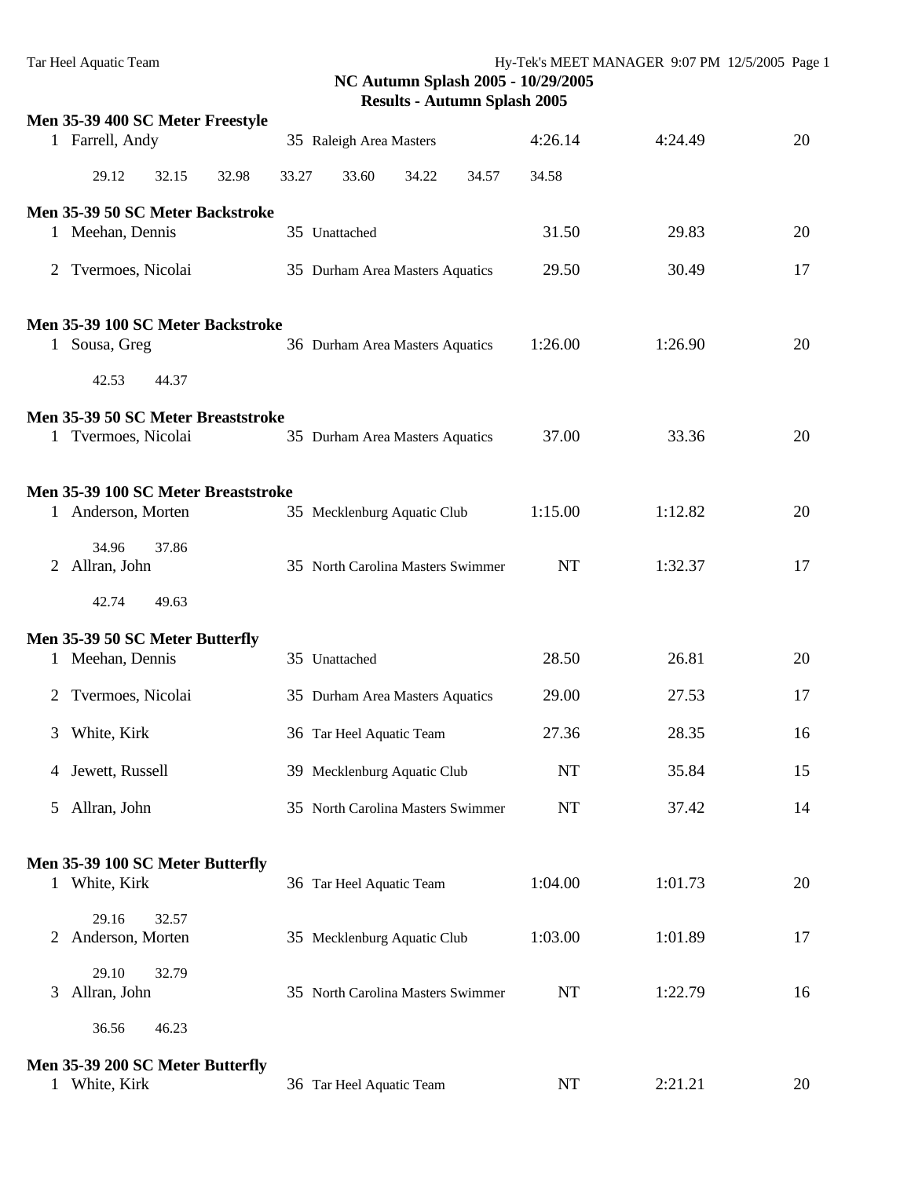**NC Autumn Splash 2005 - 10/29/2005**
**Results - Autumn Splash 2005**

**Men 35-39 400 SC Meter Freestyle**

| | Name | Age | Team | Seed | Finals | Points |
|---|---|---|---|---|---|---|
| 1 | Farrell, Andy | 35 | Raleigh Area Masters | 4:26.14 | 4:24.49 | 20 |

29.12 32.15 32.98 33.27 33.60 34.22 34.57 34.58

**Men 35-39 50 SC Meter Backstroke**

| | Name | Age | Team | Seed | Finals | Points |
|---|---|---|---|---|---|---|
| 1 | Meehan, Dennis | 35 | Unattached | 31.50 | 29.83 | 20 |
| 2 | Tvermoes, Nicolai | 35 | Durham Area Masters Aquatics | 29.50 | 30.49 | 17 |

**Men 35-39 100 SC Meter Backstroke**

| | Name | Age | Team | Seed | Finals | Points |
|---|---|---|---|---|---|---|
| 1 | Sousa, Greg | 36 | Durham Area Masters Aquatics | 1:26.00 | 1:26.90 | 20 |

42.53 44.37

**Men 35-39 50 SC Meter Breaststroke**

| | Name | Age | Team | Seed | Finals | Points |
|---|---|---|---|---|---|---|
| 1 | Tvermoes, Nicolai | 35 | Durham Area Masters Aquatics | 37.00 | 33.36 | 20 |

**Men 35-39 100 SC Meter Breaststroke**

| | Name | Age | Team | Seed | Finals | Points |
|---|---|---|---|---|---|---|
| 1 | Anderson, Morten | 35 | Mecklenburg Aquatic Club | 1:15.00 | 1:12.82 | 20 |
| | 34.96 37.86 | | | | | |
| 2 | Allran, John | 35 | North Carolina Masters Swimmer | NT | 1:32.37 | 17 |
| | 42.74 49.63 | | | | | |

**Men 35-39 50 SC Meter Butterfly**

| | Name | Age | Team | Seed | Finals | Points |
|---|---|---|---|---|---|---|
| 1 | Meehan, Dennis | 35 | Unattached | 28.50 | 26.81 | 20 |
| 2 | Tvermoes, Nicolai | 35 | Durham Area Masters Aquatics | 29.00 | 27.53 | 17 |
| 3 | White, Kirk | 36 | Tar Heel Aquatic Team | 27.36 | 28.35 | 16 |
| 4 | Jewett, Russell | 39 | Mecklenburg Aquatic Club | NT | 35.84 | 15 |
| 5 | Allran, John | 35 | North Carolina Masters Swimmer | NT | 37.42 | 14 |

**Men 35-39 100 SC Meter Butterfly**

| | Name | Age | Team | Seed | Finals | Points |
|---|---|---|---|---|---|---|
| 1 | White, Kirk | 36 | Tar Heel Aquatic Team | 1:04.00 | 1:01.73 | 20 |
| | 29.16 32.57 | | | | | |
| 2 | Anderson, Morten | 35 | Mecklenburg Aquatic Club | 1:03.00 | 1:01.89 | 17 |
| | 29.10 32.79 | | | | | |
| 3 | Allran, John | 35 | North Carolina Masters Swimmer | NT | 1:22.79 | 16 |
| | 36.56 46.23 | | | | | |

**Men 35-39 200 SC Meter Butterfly**

| | Name | Age | Team | Seed | Finals | Points |
|---|---|---|---|---|---|---|
| 1 | White, Kirk | 36 | Tar Heel Aquatic Team | NT | 2:21.21 | 20 |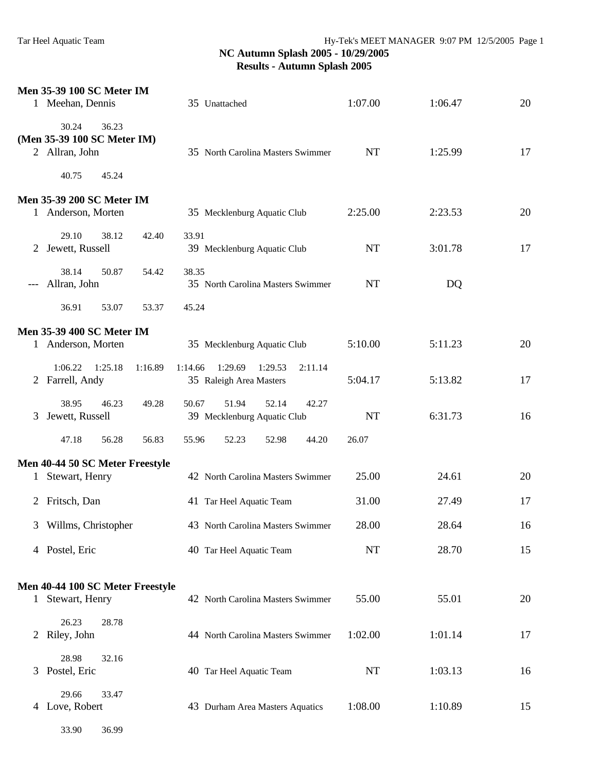**NC Autumn Splash 2005 - 10/29/2005**
**Results - Autumn Splash 2005**

**Men 35-39 100 SC Meter IM**

| Place | Name | Age | Team | Seed Time | Finals Time | Points |
|---|---|---|---|---|---|---|
| 1 | Meehan, Dennis | 35 | Unattached | 1:07.00 | 1:06.47 | 20 |
| | 30.24 36.23 | | | | | |

**(Men 35-39 100 SC Meter IM)**

| Place | Name | Age | Team | Seed Time | Finals Time | Points |
|---|---|---|---|---|---|---|
| 2 | Allran, John | 35 | North Carolina Masters Swimmer | NT | 1:25.99 | 17 |
| | 40.75 45.24 | | | | | |

**Men 35-39 200 SC Meter IM**

| Place | Name | Age | Team | Seed Time | Finals Time | Points |
|---|---|---|---|---|---|---|
| 1 | Anderson, Morten | 35 | Mecklenburg Aquatic Club | 2:25.00 | 2:23.53 | 20 |
| | 29.10 38.12 42.40 33.91 | | | | | |
| 2 | Jewett, Russell | 39 | Mecklenburg Aquatic Club | NT | 3:01.78 | 17 |
| | 38.14 50.87 54.42 38.35 | | | | | |
| --- | Allran, John | 35 | North Carolina Masters Swimmer | NT | DQ | |
| | 36.91 53.07 53.37 45.24 | | | | | |

**Men 35-39 400 SC Meter IM**

| Place | Name | Age | Team | Seed Time | Finals Time | Points |
|---|---|---|---|---|---|---|
| 1 | Anderson, Morten | 35 | Mecklenburg Aquatic Club | 5:10.00 | 5:11.23 | 20 |
| | 1:06.22 1:25.18 1:16.89 1:14.66 1:29.69 1:29.53 2:11.14 | | | | | |
| 2 | Farrell, Andy | 35 | Raleigh Area Masters | 5:04.17 | 5:13.82 | 17 |
| | 38.95 46.23 49.28 50.67 51.94 52.14 42.27 | | | | | |
| 3 | Jewett, Russell | 39 | Mecklenburg Aquatic Club | NT | 6:31.73 | 16 |
| | 47.18 56.28 56.83 55.96 52.23 52.98 44.20 26.07 | | | | | |

**Men 40-44 50 SC Meter Freestyle**

| Place | Name | Age | Team | Seed Time | Finals Time | Points |
|---|---|---|---|---|---|---|
| 1 | Stewart, Henry | 42 | North Carolina Masters Swimmer | 25.00 | 24.61 | 20 |
| 2 | Fritsch, Dan | 41 | Tar Heel Aquatic Team | 31.00 | 27.49 | 17 |
| 3 | Willms, Christopher | 43 | North Carolina Masters Swimmer | 28.00 | 28.64 | 16 |
| 4 | Postel, Eric | 40 | Tar Heel Aquatic Team | NT | 28.70 | 15 |

**Men 40-44 100 SC Meter Freestyle**

| Place | Name | Age | Team | Seed Time | Finals Time | Points |
|---|---|---|---|---|---|---|
| 1 | Stewart, Henry | 42 | North Carolina Masters Swimmer | 55.00 | 55.01 | 20 |
| | 26.23 28.78 | | | | | |
| 2 | Riley, John | 44 | North Carolina Masters Swimmer | 1:02.00 | 1:01.14 | 17 |
| | 28.98 32.16 | | | | | |
| 3 | Postel, Eric | 40 | Tar Heel Aquatic Team | NT | 1:03.13 | 16 |
| | 29.66 33.47 | | | | | |
| 4 | Love, Robert | 43 | Durham Area Masters Aquatics | 1:08.00 | 1:10.89 | 15 |
| | 33.90 36.99 | | | | | |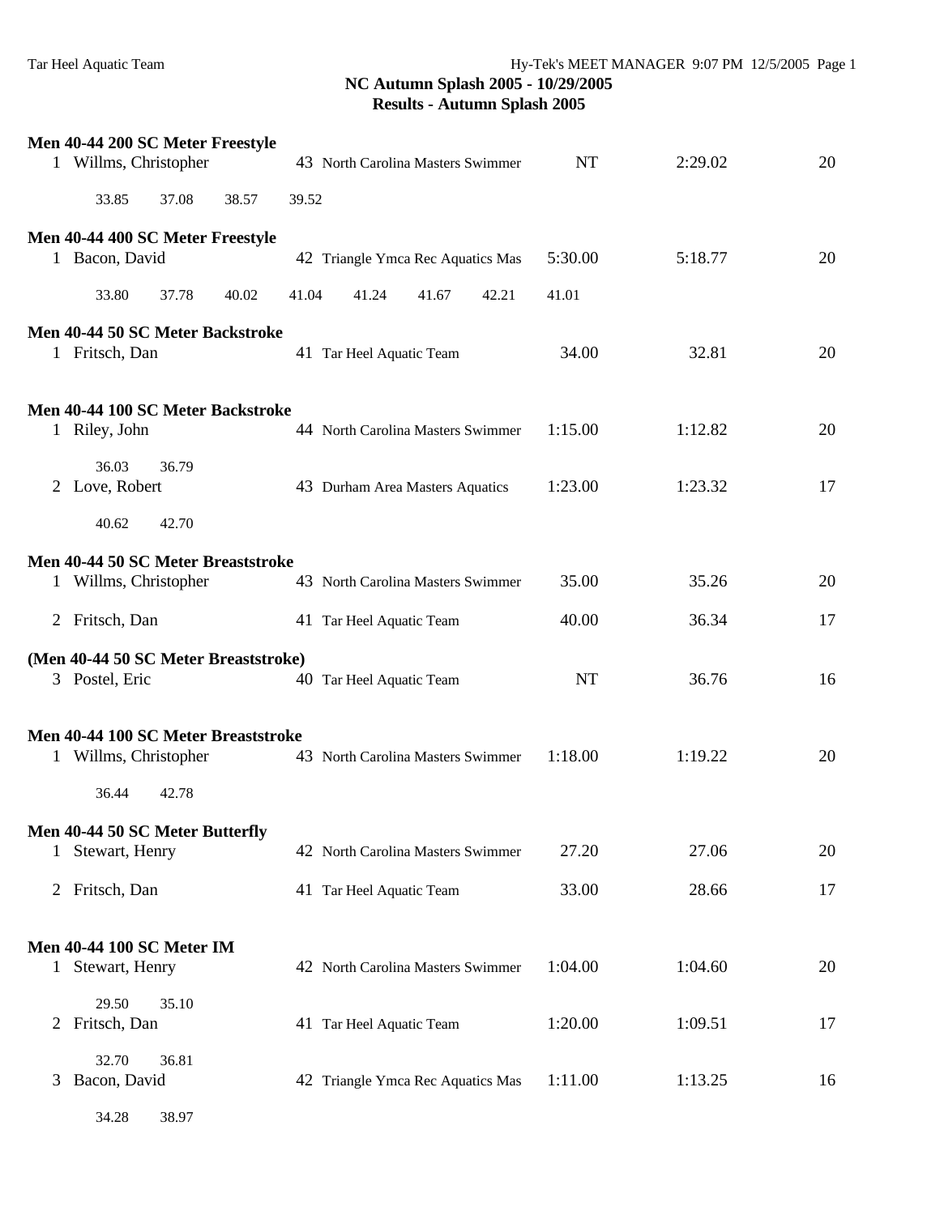**NC Autumn Splash 2005 - 10/29/2005**
**Results - Autumn Splash 2005**

**Men 40-44 200 SC Meter Freestyle**

1 Willms, Christopher 43 North Carolina Masters Swimmer NT 2:29.02 20

33.85 37.08 38.57 39.52

**Men 40-44 400 SC Meter Freestyle**

1 Bacon, David 42 Triangle Ymca Rec Aquatics Mas 5:30.00 5:18.77 20

33.80 37.78 40.02 41.04 41.24 41.67 42.21 41.01

**Men 40-44 50 SC Meter Backstroke**

1 Fritsch, Dan 41 Tar Heel Aquatic Team 34.00 32.81 20

**Men 40-44 100 SC Meter Backstroke**

1 Riley, John 44 North Carolina Masters Swimmer 1:15.00 1:12.82 20

36.03 36.79

2 Love, Robert 43 Durham Area Masters Aquatics 1:23.00 1:23.32 17

40.62 42.70

**Men 40-44 50 SC Meter Breaststroke**

1 Willms, Christopher 43 North Carolina Masters Swimmer 35.00 35.26 20

2 Fritsch, Dan 41 Tar Heel Aquatic Team 40.00 36.34 17

**(Men 40-44 50 SC Meter Breaststroke)**

3 Postel, Eric 40 Tar Heel Aquatic Team NT 36.76 16

**Men 40-44 100 SC Meter Breaststroke**

1 Willms, Christopher 43 North Carolina Masters Swimmer 1:18.00 1:19.22 20

36.44 42.78

**Men 40-44 50 SC Meter Butterfly**

1 Stewart, Henry 42 North Carolina Masters Swimmer 27.20 27.06 20

2 Fritsch, Dan 41 Tar Heel Aquatic Team 33.00 28.66 17

**Men 40-44 100 SC Meter IM**

1 Stewart, Henry 42 North Carolina Masters Swimmer 1:04.00 1:04.60 20

29.50 35.10

2 Fritsch, Dan 41 Tar Heel Aquatic Team 1:20.00 1:09.51 17

32.70 36.81

3 Bacon, David 42 Triangle Ymca Rec Aquatics Mas 1:11.00 1:13.25 16

34.28 38.97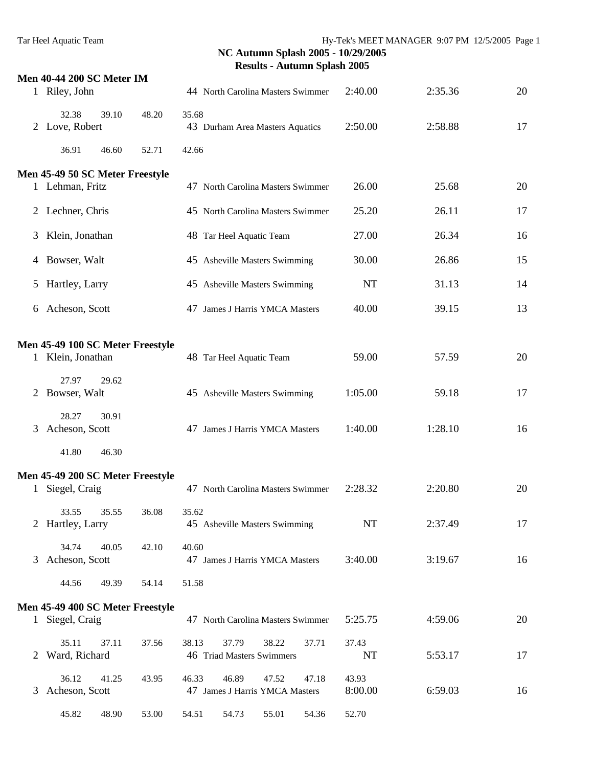## NC Autumn Splash 2005 - 10/29/2005

### Results - Autumn Splash 2005

**Men 40-44 200 SC Meter IM**

| Place | Name | Age | Team | Seed Time | Finals Time | Points |
|---|---|---|---|---|---|---|
| 1 | Riley, John | 44 | North Carolina Masters Swimmer | 2:40.00 | 2:35.36 | 20 |
| | 32.38 39.10 48.20 35.68 | | | | | |
| 2 | Love, Robert | 43 | Durham Area Masters Aquatics | 2:50.00 | 2:58.88 | 17 |
| | 36.91 46.60 52.71 42.66 | | | | | |

**Men 45-49 50 SC Meter Freestyle**

| Place | Name | Age | Team | Seed Time | Finals Time | Points |
|---|---|---|---|---|---|---|
| 1 | Lehman, Fritz | 47 | North Carolina Masters Swimmer | 26.00 | 25.68 | 20 |
| 2 | Lechner, Chris | 45 | North Carolina Masters Swimmer | 25.20 | 26.11 | 17 |
| 3 | Klein, Jonathan | 48 | Tar Heel Aquatic Team | 27.00 | 26.34 | 16 |
| 4 | Bowser, Walt | 45 | Asheville Masters Swimming | 30.00 | 26.86 | 15 |
| 5 | Hartley, Larry | 45 | Asheville Masters Swimming | NT | 31.13 | 14 |
| 6 | Acheson, Scott | 47 | James J Harris YMCA Masters | 40.00 | 39.15 | 13 |

**Men 45-49 100 SC Meter Freestyle**

| Place | Name | Age | Team | Seed Time | Finals Time | Points |
|---|---|---|---|---|---|---|
| 1 | Klein, Jonathan | 48 | Tar Heel Aquatic Team | 59.00 | 57.59 | 20 |
| | 27.97 29.62 | | | | | |
| 2 | Bowser, Walt | 45 | Asheville Masters Swimming | 1:05.00 | 59.18 | 17 |
| | 28.27 30.91 | | | | | |
| 3 | Acheson, Scott | 47 | James J Harris YMCA Masters | 1:40.00 | 1:28.10 | 16 |
| | 41.80 46.30 | | | | | |

**Men 45-49 200 SC Meter Freestyle**

| Place | Name | Age | Team | Seed Time | Finals Time | Points |
|---|---|---|---|---|---|---|
| 1 | Siegel, Craig | 47 | North Carolina Masters Swimmer | 2:28.32 | 2:20.80 | 20 |
| | 33.55 35.55 36.08 35.62 | | | | | |
| 2 | Hartley, Larry | 45 | Asheville Masters Swimming | NT | 2:37.49 | 17 |
| | 34.74 40.05 42.10 40.60 | | | | | |
| 3 | Acheson, Scott | 47 | James J Harris YMCA Masters | 3:40.00 | 3:19.67 | 16 |
| | 44.56 49.39 54.14 51.58 | | | | | |

**Men 45-49 400 SC Meter Freestyle**

| Place | Name | Age | Team | Seed Time | Finals Time | Points |
|---|---|---|---|---|---|---|
| 1 | Siegel, Craig | 47 | North Carolina Masters Swimmer | 5:25.75 | 4:59.06 | 20 |
| | 35.11 37.11 37.56 38.13 37.79 38.22 37.71 37.43 | | | | | |
| 2 | Ward, Richard | 46 | Triad Masters Swimmers | NT | 5:53.17 | 17 |
| | 36.12 41.25 43.95 46.33 46.89 47.52 47.18 43.93 | | | | | |
| 3 | Acheson, Scott | 47 | James J Harris YMCA Masters | 8:00.00 | 6:59.03 | 16 |
| | 45.82 48.90 53.00 54.51 54.73 55.01 54.36 52.70 | | | | | |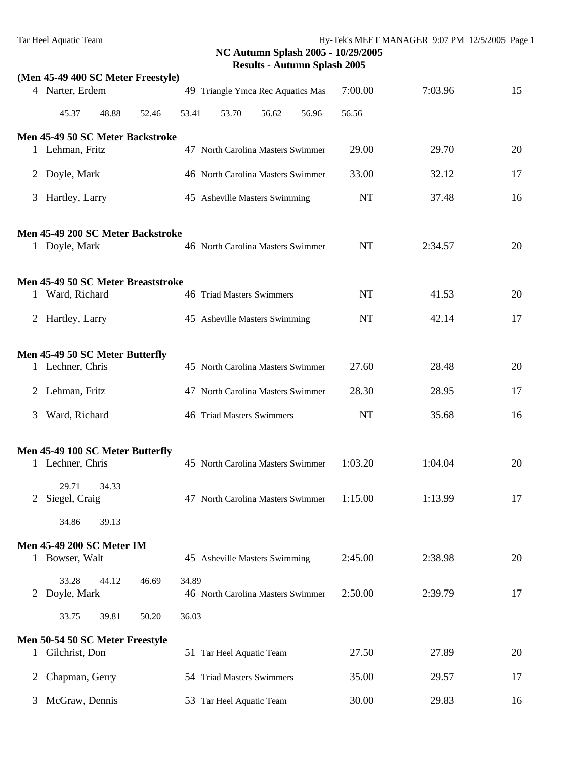**NC Autumn Splash 2005 - 10/29/2005**

**Results - Autumn Splash 2005**

**(Men 45-49 400 SC Meter Freestyle)**

| Place | Name | Age | Team | Seed Time | Finals Time | Points |
|---|---|---|---|---|---|---|
| 4 | Narter, Erdem | 49 | Triangle Ymca Rec Aquatics Mas | 7:00.00 | 7:03.96 | 15 |

45.37 48.88 52.46 53.41 53.70 56.62 56.96 56.56

**Men 45-49 50 SC Meter Backstroke**

| Place | Name | Age | Team | Seed Time | Finals Time | Points |
|---|---|---|---|---|---|---|
| 1 | Lehman, Fritz | 47 | North Carolina Masters Swimmer | 29.00 | 29.70 | 20 |
| 2 | Doyle, Mark | 46 | North Carolina Masters Swimmer | 33.00 | 32.12 | 17 |
| 3 | Hartley, Larry | 45 | Asheville Masters Swimming | NT | 37.48 | 16 |

**Men 45-49 200 SC Meter Backstroke**

| Place | Name | Age | Team | Seed Time | Finals Time | Points |
|---|---|---|---|---|---|---|
| 1 | Doyle, Mark | 46 | North Carolina Masters Swimmer | NT | 2:34.57 | 20 |

**Men 45-49 50 SC Meter Breaststroke**

| Place | Name | Age | Team | Seed Time | Finals Time | Points |
|---|---|---|---|---|---|---|
| 1 | Ward, Richard | 46 | Triad Masters Swimmers | NT | 41.53 | 20 |
| 2 | Hartley, Larry | 45 | Asheville Masters Swimming | NT | 42.14 | 17 |

**Men 45-49 50 SC Meter Butterfly**

| Place | Name | Age | Team | Seed Time | Finals Time | Points |
|---|---|---|---|---|---|---|
| 1 | Lechner, Chris | 45 | North Carolina Masters Swimmer | 27.60 | 28.48 | 20 |
| 2 | Lehman, Fritz | 47 | North Carolina Masters Swimmer | 28.30 | 28.95 | 17 |
| 3 | Ward, Richard | 46 | Triad Masters Swimmers | NT | 35.68 | 16 |

**Men 45-49 100 SC Meter Butterfly**

| Place | Name | Age | Team | Seed Time | Finals Time | Points |
|---|---|---|---|---|---|---|
| 1 | Lechner, Chris | 45 | North Carolina Masters Swimmer | 1:03.20 | 1:04.04 | 20 |
| | 29.71 34.33 | | | | | |
| 2 | Siegel, Craig | 47 | North Carolina Masters Swimmer | 1:15.00 | 1:13.99 | 17 |
| | 34.86 39.13 | | | | | |

**Men 45-49 200 SC Meter IM**

| Place | Name | Age | Team | Seed Time | Finals Time | Points |
|---|---|---|---|---|---|---|
| 1 | Bowser, Walt | 45 | Asheville Masters Swimming | 2:45.00 | 2:38.98 | 20 |
| | 33.28 44.12 46.69 34.89 | | | | | |
| 2 | Doyle, Mark | 46 | North Carolina Masters Swimmer | 2:50.00 | 2:39.79 | 17 |
| | 33.75 39.81 50.20 36.03 | | | | | |

**Men 50-54 50 SC Meter Freestyle**

| Place | Name | Age | Team | Seed Time | Finals Time | Points |
|---|---|---|---|---|---|---|
| 1 | Gilchrist, Don | 51 | Tar Heel Aquatic Team | 27.50 | 27.89 | 20 |
| 2 | Chapman, Gerry | 54 | Triad Masters Swimmers | 35.00 | 29.57 | 17 |
| 3 | McGraw, Dennis | 53 | Tar Heel Aquatic Team | 30.00 | 29.83 | 16 |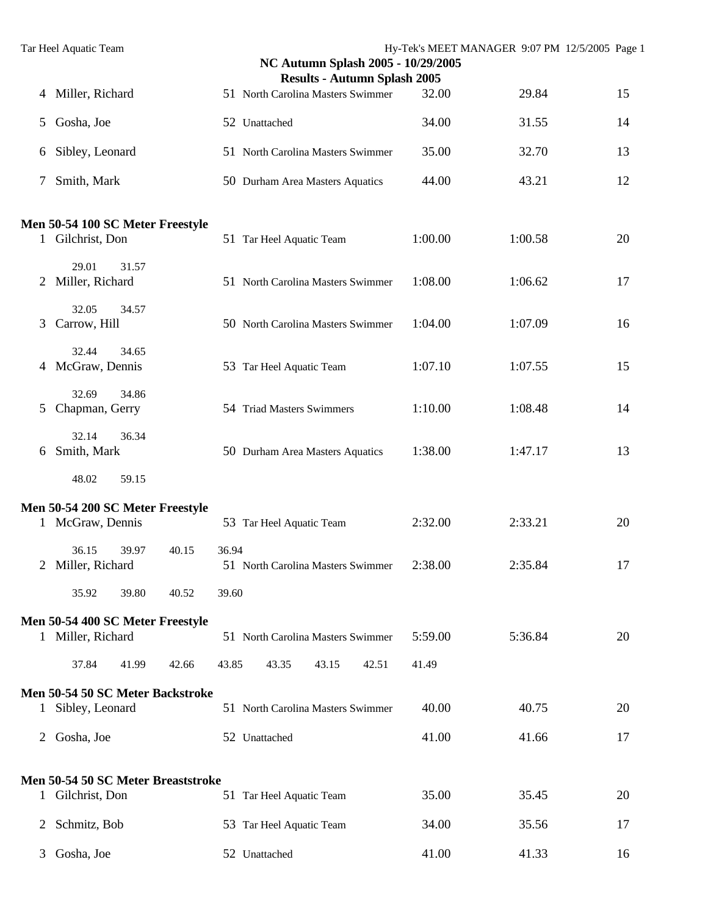## NC Autumn Splash 2005 - 10/29/2005

### Results - Autumn Splash 2005

| Place | Name | Age | Team | Seed Time | Finals Time | Points |
|---|---|---|---|---|---|---|
| 4 | Miller, Richard | 51 | North Carolina Masters Swimmer | 32.00 | 29.84 | 15 |
| 5 | Gosha, Joe | 52 | Unattached | 34.00 | 31.55 | 14 |
| 6 | Sibley, Leonard | 51 | North Carolina Masters Swimmer | 35.00 | 32.70 | 13 |
| 7 | Smith, Mark | 50 | Durham Area Masters Aquatics | 44.00 | 43.21 | 12 |

**Men 50-54 100 SC Meter Freestyle**

| Place | Name | Age | Team | Seed Time | Finals Time | Points |
|---|---|---|---|---|---|---|
| 1 | Gilchrist, Don | 51 | Tar Heel Aquatic Team | 1:00.00 | 1:00.58 | 20 |
| | 29.01 31.57 | | | | | |
| 2 | Miller, Richard | 51 | North Carolina Masters Swimmer | 1:08.00 | 1:06.62 | 17 |
| | 32.05 34.57 | | | | | |
| 3 | Carrow, Hill | 50 | North Carolina Masters Swimmer | 1:04.00 | 1:07.09 | 16 |
| | 32.44 34.65 | | | | | |
| 4 | McGraw, Dennis | 53 | Tar Heel Aquatic Team | 1:07.10 | 1:07.55 | 15 |
| | 32.69 34.86 | | | | | |
| 5 | Chapman, Gerry | 54 | Triad Masters Swimmers | 1:10.00 | 1:08.48 | 14 |
| | 32.14 36.34 | | | | | |
| 6 | Smith, Mark | 50 | Durham Area Masters Aquatics | 1:38.00 | 1:47.17 | 13 |
| | 48.02 59.15 | | | | | |

**Men 50-54 200 SC Meter Freestyle**

| Place | Name | Age | Team | Seed Time | Finals Time | Points |
|---|---|---|---|---|---|---|
| 1 | McGraw, Dennis | 53 | Tar Heel Aquatic Team | 2:32.00 | 2:33.21 | 20 |
| | 36.15 39.97 40.15 36.94 | | | | | |
| 2 | Miller, Richard | 51 | North Carolina Masters Swimmer | 2:38.00 | 2:35.84 | 17 |
| | 35.92 39.80 40.52 39.60 | | | | | |

**Men 50-54 400 SC Meter Freestyle**

| Place | Name | Age | Team | Seed Time | Finals Time | Points |
|---|---|---|---|---|---|---|
| 1 | Miller, Richard | 51 | North Carolina Masters Swimmer | 5:59.00 | 5:36.84 | 20 |
| | 37.84 41.99 42.66 43.85 43.35 43.15 42.51 41.49 | | | | | |

**Men 50-54 50 SC Meter Backstroke**

| Place | Name | Age | Team | Seed Time | Finals Time | Points |
|---|---|---|---|---|---|---|
| 1 | Sibley, Leonard | 51 | North Carolina Masters Swimmer | 40.00 | 40.75 | 20 |
| 2 | Gosha, Joe | 52 | Unattached | 41.00 | 41.66 | 17 |

**Men 50-54 50 SC Meter Breaststroke**

| Place | Name | Age | Team | Seed Time | Finals Time | Points |
|---|---|---|---|---|---|---|
| 1 | Gilchrist, Don | 51 | Tar Heel Aquatic Team | 35.00 | 35.45 | 20 |
| 2 | Schmitz, Bob | 53 | Tar Heel Aquatic Team | 34.00 | 35.56 | 17 |
| 3 | Gosha, Joe | 52 | Unattached | 41.00 | 41.33 | 16 |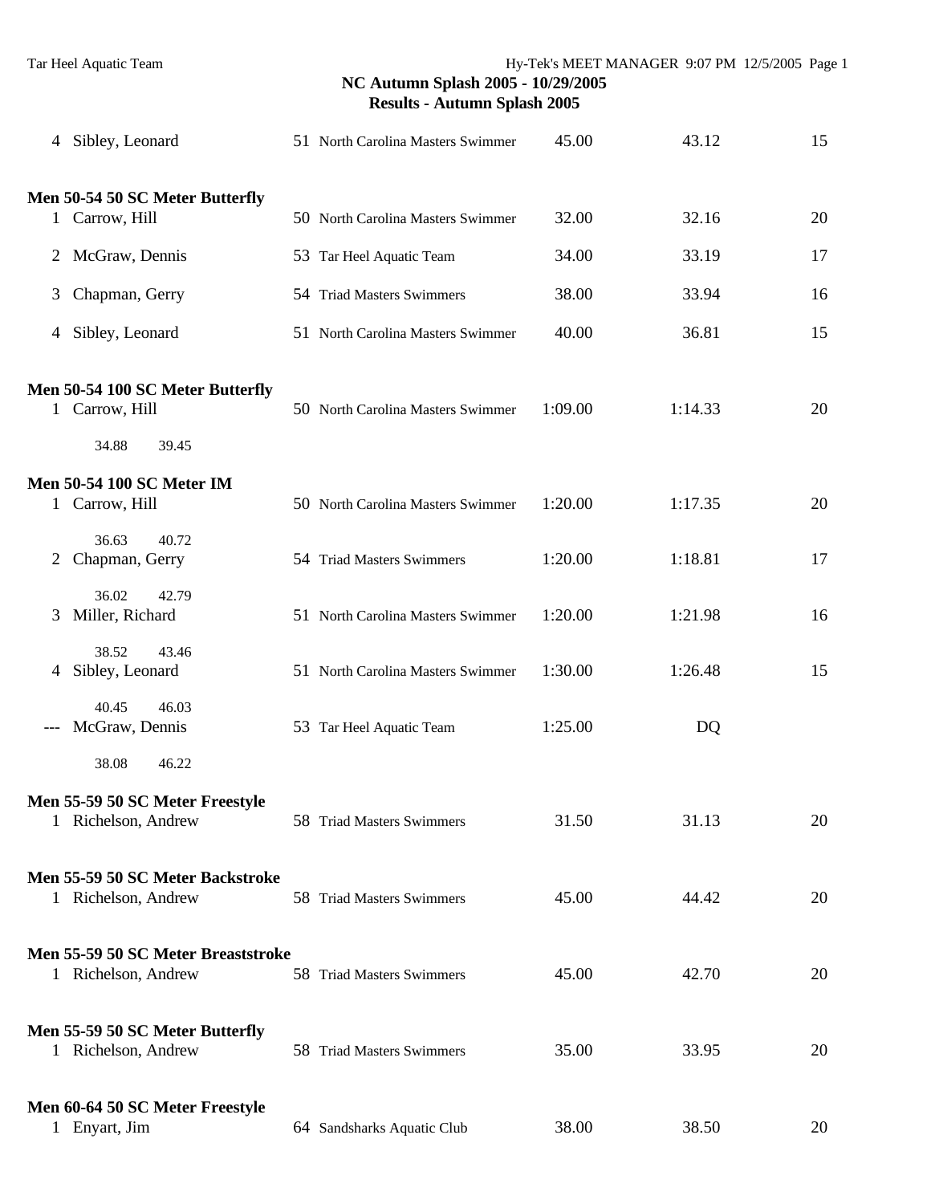| | | | | | | |
|---|---|---|---|---|---|---|
| 4 | Sibley, Leonard | 51 | North Carolina Masters Swimmer | 45.00 | 43.12 | 15 |

**Men 50-54 50 SC Meter Butterfly**

| | | | | | | |
|---|---|---|---|---|---|---|
| 1 | Carrow, Hill | 50 | North Carolina Masters Swimmer | 32.00 | 32.16 | 20 |
| 2 | McGraw, Dennis | 53 | Tar Heel Aquatic Team | 34.00 | 33.19 | 17 |
| 3 | Chapman, Gerry | 54 | Triad Masters Swimmers | 38.00 | 33.94 | 16 |
| 4 | Sibley, Leonard | 51 | North Carolina Masters Swimmer | 40.00 | 36.81 | 15 |

**Men 50-54 100 SC Meter Butterfly**

| | | | | | | |
|---|---|---|---|---|---|---|
| 1 | Carrow, Hill | 50 | North Carolina Masters Swimmer | 1:09.00 | 1:14.33 | 20 |
| | 34.88 39.45 | | | | | |

**Men 50-54 100 SC Meter IM**

| | | | | | | |
|---|---|---|---|---|---|---|
| 1 | Carrow, Hill | 50 | North Carolina Masters Swimmer | 1:20.00 | 1:17.35 | 20 |
| | 36.63 40.72 | | | | | |
| 2 | Chapman, Gerry | 54 | Triad Masters Swimmers | 1:20.00 | 1:18.81 | 17 |
| | 36.02 42.79 | | | | | |
| 3 | Miller, Richard | 51 | North Carolina Masters Swimmer | 1:20.00 | 1:21.98 | 16 |
| | 38.52 43.46 | | | | | |
| 4 | Sibley, Leonard | 51 | North Carolina Masters Swimmer | 1:30.00 | 1:26.48 | 15 |
| | 40.45 46.03 | | | | | |
| --- | McGraw, Dennis | 53 | Tar Heel Aquatic Team | 1:25.00 | DQ | |
| | 38.08 46.22 | | | | | |

**Men 55-59 50 SC Meter Freestyle**

| | | | | | | |
|---|---|---|---|---|---|---|
| 1 | Richelson, Andrew | 58 | Triad Masters Swimmers | 31.50 | 31.13 | 20 |

**Men 55-59 50 SC Meter Backstroke**

| | | | | | | |
|---|---|---|---|---|---|---|
| 1 | Richelson, Andrew | 58 | Triad Masters Swimmers | 45.00 | 44.42 | 20 |

**Men 55-59 50 SC Meter Breaststroke**

| | | | | | | |
|---|---|---|---|---|---|---|
| 1 | Richelson, Andrew | 58 | Triad Masters Swimmers | 45.00 | 42.70 | 20 |

**Men 55-59 50 SC Meter Butterfly**

| | | | | | | |
|---|---|---|---|---|---|---|
| 1 | Richelson, Andrew | 58 | Triad Masters Swimmers | 35.00 | 33.95 | 20 |

**Men 60-64 50 SC Meter Freestyle**

| | | | | | | |
|---|---|---|---|---|---|---|
| 1 | Enyart, Jim | 64 | Sandsharks Aquatic Club | 38.00 | 38.50 | 20 |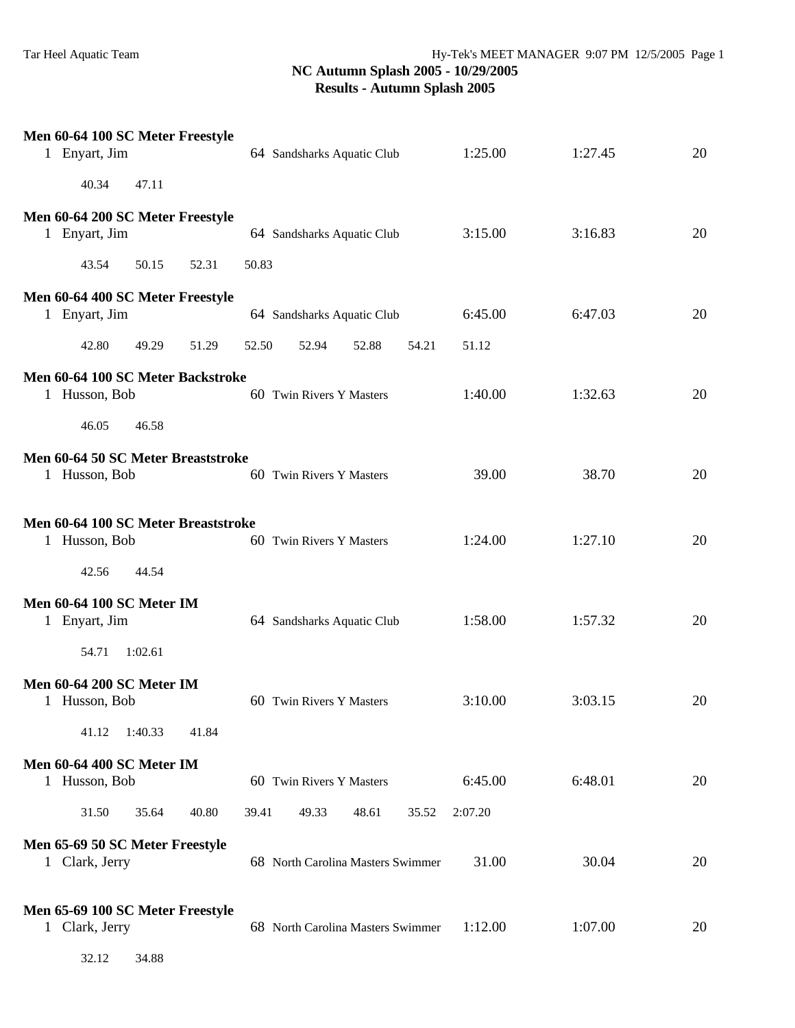**NC Autumn Splash 2005 - 10/29/2005**
**Results - Autumn Splash 2005**

**Men 60-64 100 SC Meter Freestyle**

1 Enyart, Jim 64 Sandsharks Aquatic Club 1:25.00 1:27.45 20

40.34 47.11

**Men 60-64 200 SC Meter Freestyle**

1 Enyart, Jim 64 Sandsharks Aquatic Club 3:15.00 3:16.83 20

43.54 50.15 52.31 50.83

**Men 60-64 400 SC Meter Freestyle**

1 Enyart, Jim 64 Sandsharks Aquatic Club 6:45.00 6:47.03 20

42.80 49.29 51.29 52.50 52.94 52.88 54.21 51.12

**Men 60-64 100 SC Meter Backstroke**

1 Husson, Bob 60 Twin Rivers Y Masters 1:40.00 1:32.63 20

46.05 46.58

**Men 60-64 50 SC Meter Breaststroke**

1 Husson, Bob 60 Twin Rivers Y Masters 39.00 38.70 20

**Men 60-64 100 SC Meter Breaststroke**

1 Husson, Bob 60 Twin Rivers Y Masters 1:24.00 1:27.10 20

42.56 44.54

**Men 60-64 100 SC Meter IM**

1 Enyart, Jim 64 Sandsharks Aquatic Club 1:58.00 1:57.32 20

54.71 1:02.61

**Men 60-64 200 SC Meter IM**

1 Husson, Bob 60 Twin Rivers Y Masters 3:10.00 3:03.15 20

41.12 1:40.33 41.84

**Men 60-64 400 SC Meter IM**

1 Husson, Bob 60 Twin Rivers Y Masters 6:45.00 6:48.01 20

31.50 35.64 40.80 39.41 49.33 48.61 35.52 2:07.20

**Men 65-69 50 SC Meter Freestyle**

1 Clark, Jerry 68 North Carolina Masters Swimmer 31.00 30.04 20

**Men 65-69 100 SC Meter Freestyle**

1 Clark, Jerry 68 North Carolina Masters Swimmer 1:12.00 1:07.00 20

32.12 34.88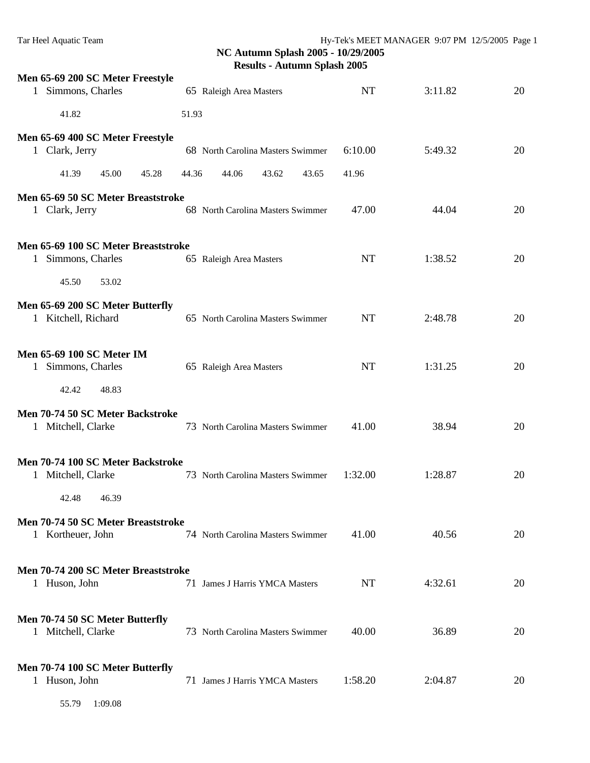## NC Autumn Splash 2005 - 10/29/2005
## Results - Autumn Splash 2005

### Men 65-69 200 SC Meter Freestyle

1 Simmons, Charles 65 Raleigh Area Masters NT 3:11.82 20

41.82 51.93

### Men 65-69 400 SC Meter Freestyle

1 Clark, Jerry 68 North Carolina Masters Swimmer 6:10.00 5:49.32 20

41.39 45.00 45.28 44.36 44.06 43.62 43.65 41.96

### Men 65-69 50 SC Meter Breaststroke

1 Clark, Jerry 68 North Carolina Masters Swimmer 47.00 44.04 20

### Men 65-69 100 SC Meter Breaststroke

1 Simmons, Charles 65 Raleigh Area Masters NT 1:38.52 20

45.50 53.02

### Men 65-69 200 SC Meter Butterfly

1 Kitchell, Richard 65 North Carolina Masters Swimmer NT 2:48.78 20

### Men 65-69 100 SC Meter IM

1 Simmons, Charles 65 Raleigh Area Masters NT 1:31.25 20

42.42 48.83

### Men 70-74 50 SC Meter Backstroke

1 Mitchell, Clarke 73 North Carolina Masters Swimmer 41.00 38.94 20

### Men 70-74 100 SC Meter Backstroke

1 Mitchell, Clarke 73 North Carolina Masters Swimmer 1:32.00 1:28.87 20

42.48 46.39

### Men 70-74 50 SC Meter Breaststroke

1 Kortheuer, John 74 North Carolina Masters Swimmer 41.00 40.56 20

### Men 70-74 200 SC Meter Breaststroke

1 Huson, John 71 James J Harris YMCA Masters NT 4:32.61 20

### Men 70-74 50 SC Meter Butterfly

1 Mitchell, Clarke 73 North Carolina Masters Swimmer 40.00 36.89 20

### Men 70-74 100 SC Meter Butterfly

1 Huson, John 71 James J Harris YMCA Masters 1:58.20 2:04.87 20

55.79 1:09.08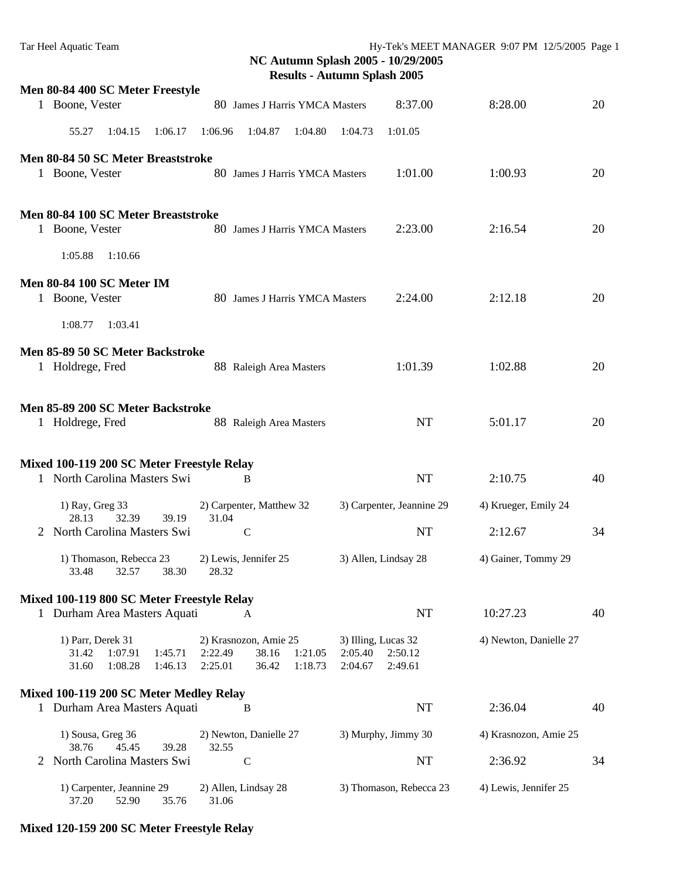**NC Autumn Splash 2005 - 10/29/2005**
**Results - Autumn Splash 2005**

### Men 80-84 400 SC Meter Freestyle

1 Boone, Vester 80 James J Harris YMCA Masters 8:37.00 8:28.00 20

55.27 1:04.15 1:06.17 1:06.96 1:04.87 1:04.80 1:04.73 1:01.05

### Men 80-84 50 SC Meter Breaststroke

1 Boone, Vester 80 James J Harris YMCA Masters 1:01.00 1:00.93 20

### Men 80-84 100 SC Meter Breaststroke

1 Boone, Vester 80 James J Harris YMCA Masters 2:23.00 2:16.54 20

1:05.88 1:10.66

### Men 80-84 100 SC Meter IM

1 Boone, Vester 80 James J Harris YMCA Masters 2:24.00 2:12.18 20

1:08.77 1:03.41

### Men 85-89 50 SC Meter Backstroke

1 Holdrege, Fred 88 Raleigh Area Masters 1:01.39 1:02.88 20

### Men 85-89 200 SC Meter Backstroke

1 Holdrege, Fred 88 Raleigh Area Masters NT 5:01.17 20

### Mixed 100-119 200 SC Meter Freestyle Relay

1 North Carolina Masters Swi B NT 2:10.75 40

1) Ray, Greg 33 2) Carpenter, Matthew 32 3) Carpenter, Jeannine 29 4) Krueger, Emily 24
28.13 32.39 39.19 31.04

2 North Carolina Masters Swi C NT 2:12.67 34

1) Thomason, Rebecca 23 2) Lewis, Jennifer 25 3) Allen, Lindsay 28 4) Gainer, Tommy 29
33.48 32.57 38.30 28.32

### Mixed 100-119 800 SC Meter Freestyle Relay

1 Durham Area Masters Aquati A NT 10:27.23 40

1) Parr, Derek 31 2) Krasnozon, Amie 25 3) Illing, Lucas 32 4) Newton, Danielle 27
31.42 1:07.91 1:45.71 2:22.49 38.16 1:21.05 2:05.40 2:50.12
31.60 1:08.28 1:46.13 2:25.01 36.42 1:18.73 2:04.67 2:49.61

### Mixed 100-119 200 SC Meter Medley Relay

1 Durham Area Masters Aquati B NT 2:36.04 40

1) Sousa, Greg 36 2) Newton, Danielle 27 3) Murphy, Jimmy 30 4) Krasnozon, Amie 25
38.76 45.45 39.28 32.55

2 North Carolina Masters Swi C NT 2:36.92 34

1) Carpenter, Jeannine 29 2) Allen, Lindsay 28 3) Thomason, Rebecca 23 4) Lewis, Jennifer 25
37.20 52.90 35.76 31.06

### Mixed 120-159 200 SC Meter Freestyle Relay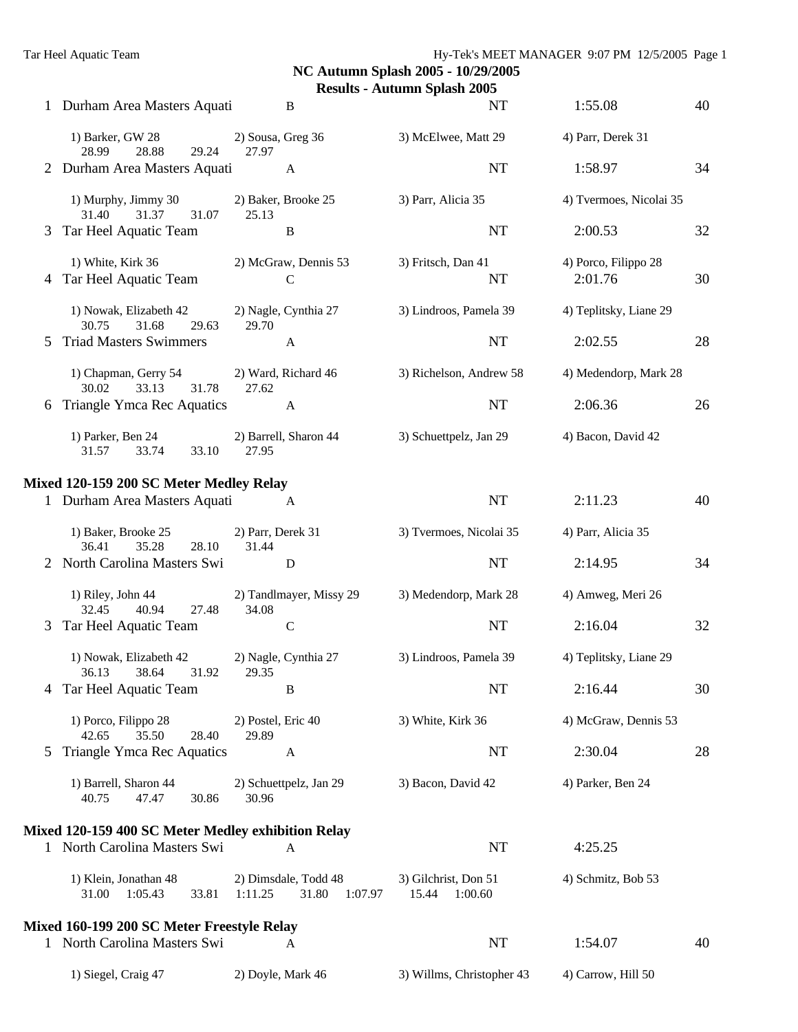**NC Autumn Splash 2005 - 10/29/2005**

**Results - Autumn Splash 2005**

| | Team | Relay | Seed Time | Finals Time | Points |
|---|---|---|---|---|---|
| 1 | Durham Area Masters Aquati | B | NT | 1:55.08 | 40 |
| | 1) Barker, GW 28 | 2) Sousa, Greg 36 | 3) McElwee, Matt 29 | 4) Parr, Derek 31 | |
| | 28.99 28.88 29.24 27.97 | | | | |
| 2 | Durham Area Masters Aquati | A | NT | 1:58.97 | 34 |
| | 1) Murphy, Jimmy 30 | 2) Baker, Brooke 25 | 3) Parr, Alicia 35 | 4) Tvermoes, Nicolai 35 | |
| | 31.40 31.37 31.07 25.13 | | | | |
| 3 | Tar Heel Aquatic Team | B | NT | 2:00.53 | 32 |
| | 1) White, Kirk 36 | 2) McGraw, Dennis 53 | 3) Fritsch, Dan 41 | 4) Porco, Filippo 28 | |
| 4 | Tar Heel Aquatic Team | C | NT | 2:01.76 | 30 |
| | 1) Nowak, Elizabeth 42 | 2) Nagle, Cynthia 27 | 3) Lindroos, Pamela 39 | 4) Teplitsky, Liane 29 | |
| | 30.75 31.68 29.63 29.70 | | | | |
| 5 | Triad Masters Swimmers | A | NT | 2:02.55 | 28 |
| | 1) Chapman, Gerry 54 | 2) Ward, Richard 46 | 3) Richelson, Andrew 58 | 4) Medendorp, Mark 28 | |
| | 30.02 33.13 31.78 27.62 | | | | |
| 6 | Triangle Ymca Rec Aquatics | A | NT | 2:06.36 | 26 |
| | 1) Parker, Ben 24 | 2) Barrell, Sharon 44 | 3) Schuettpelz, Jan 29 | 4) Bacon, David 42 | |
| | 31.57 33.74 33.10 27.95 | | | | |

**Mixed 120-159 200 SC Meter Medley Relay**

| | Team | Relay | Seed Time | Finals Time | Points |
|---|---|---|---|---|---|
| 1 | Durham Area Masters Aquati | A | NT | 2:11.23 | 40 |
| | 1) Baker, Brooke 25 | 2) Parr, Derek 31 | 3) Tvermoes, Nicolai 35 | 4) Parr, Alicia 35 | |
| | 36.41 35.28 28.10 31.44 | | | | |
| 2 | North Carolina Masters Swi | D | NT | 2:14.95 | 34 |
| | 1) Riley, John 44 | 2) Tandlmayer, Missy 29 | 3) Medendorp, Mark 28 | 4) Amweg, Meri 26 | |
| | 32.45 40.94 27.48 34.08 | | | | |
| 3 | Tar Heel Aquatic Team | C | NT | 2:16.04 | 32 |
| | 1) Nowak, Elizabeth 42 | 2) Nagle, Cynthia 27 | 3) Lindroos, Pamela 39 | 4) Teplitsky, Liane 29 | |
| | 36.13 38.64 31.92 29.35 | | | | |
| 4 | Tar Heel Aquatic Team | B | NT | 2:16.44 | 30 |
| | 1) Porco, Filippo 28 | 2) Postel, Eric 40 | 3) White, Kirk 36 | 4) McGraw, Dennis 53 | |
| | 42.65 35.50 28.40 29.89 | | | | |
| 5 | Triangle Ymca Rec Aquatics | A | NT | 2:30.04 | 28 |
| | 1) Barrell, Sharon 44 | 2) Schuettpelz, Jan 29 | 3) Bacon, David 42 | 4) Parker, Ben 24 | |
| | 40.75 47.47 30.86 30.96 | | | | |

**Mixed 120-159 400 SC Meter Medley exhibition Relay**

| | Team | Relay | Seed Time | Finals Time | Points |
|---|---|---|---|---|---|
| 1 | North Carolina Masters Swi | A | NT | 4:25.25 | |
| | 1) Klein, Jonathan 48 | 2) Dimsdale, Todd 48 | 3) Gilchrist, Don 51 | 4) Schmitz, Bob 53 | |
| | 31.00 1:05.43 33.81 1:11.25 31.80 1:07.97 15.44 1:00.60 | | | | |

**Mixed 160-199 200 SC Meter Freestyle Relay**

| | Team | Relay | Seed Time | Finals Time | Points |
|---|---|---|---|---|---|
| 1 | North Carolina Masters Swi | A | NT | 1:54.07 | 40 |
| | 1) Siegel, Craig 47 | 2) Doyle, Mark 46 | 3) Willms, Christopher 43 | 4) Carrow, Hill 50 | |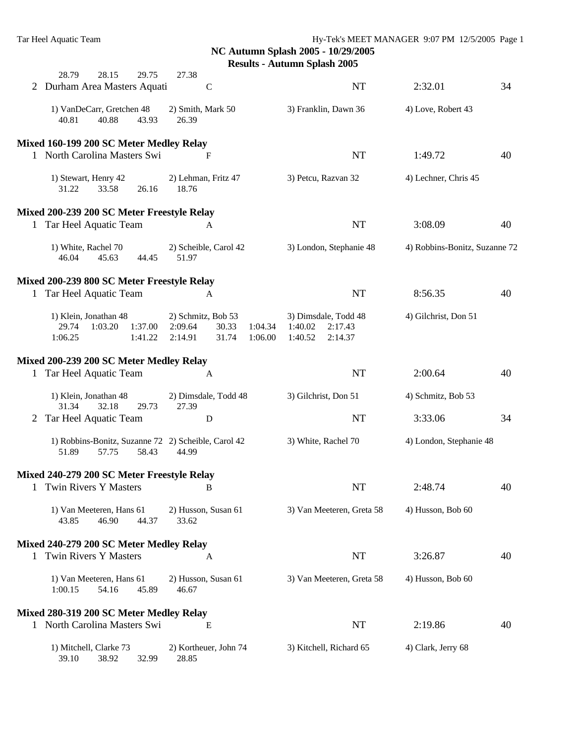## NC Autumn Splash 2005 - 10/29/2005

### Results - Autumn Splash 2005

28.79 28.15 29.75 27.38

2 Durham Area Masters Aquati C NT 2:32.01 34

1) VanDeCarr, Gretchen 48 2) Smith, Mark 50 3) Franklin, Dawn 36 4) Love, Robert 43
40.81 40.88 43.93 26.39

**Mixed 160-199 200 SC Meter Medley Relay**

1 North Carolina Masters Swi F NT 1:49.72 40

1) Stewart, Henry 42 2) Lehman, Fritz 47 3) Petcu, Razvan 32 4) Lechner, Chris 45
31.22 33.58 26.16 18.76

**Mixed 200-239 200 SC Meter Freestyle Relay**

1 Tar Heel Aquatic Team A NT 3:08.09 40

1) White, Rachel 70 2) Scheible, Carol 42 3) London, Stephanie 48 4) Robbins-Bonitz, Suzanne 72
46.04 45.63 44.45 51.97

**Mixed 200-239 800 SC Meter Freestyle Relay**

1 Tar Heel Aquatic Team A NT 8:56.35 40

1) Klein, Jonathan 48 2) Schmitz, Bob 53 3) Dimsdale, Todd 48 4) Gilchrist, Don 51
29.74 1:03.20 1:37.00 2:09.64 30.33 1:04.34 1:40.02 2:17.43
1:06.25 1:41.22 2:14.91 31.74 1:06.00 1:40.52 2:14.37

**Mixed 200-239 200 SC Meter Medley Relay**

1 Tar Heel Aquatic Team A NT 2:00.64 40

1) Klein, Jonathan 48 2) Dimsdale, Todd 48 3) Gilchrist, Don 51 4) Schmitz, Bob 53
31.34 32.18 29.73 27.39

2 Tar Heel Aquatic Team D NT 3:33.06 34

1) Robbins-Bonitz, Suzanne 72 2) Scheible, Carol 42 3) White, Rachel 70 4) London, Stephanie 48
51.89 57.75 58.43 44.99

**Mixed 240-279 200 SC Meter Freestyle Relay**

1 Twin Rivers Y Masters B NT 2:48.74 40

1) Van Meeteren, Hans 61 2) Husson, Susan 61 3) Van Meeteren, Greta 58 4) Husson, Bob 60
43.85 46.90 44.37 33.62

**Mixed 240-279 200 SC Meter Medley Relay**

1 Twin Rivers Y Masters A NT 3:26.87 40

1) Van Meeteren, Hans 61 2) Husson, Susan 61 3) Van Meeteren, Greta 58 4) Husson, Bob 60
1:00.15 54.16 45.89 46.67

**Mixed 280-319 200 SC Meter Medley Relay**

1 North Carolina Masters Swi E NT 2:19.86 40

1) Mitchell, Clarke 73 2) Kortheuer, John 74 3) Kitchell, Richard 65 4) Clark, Jerry 68
39.10 38.92 32.99 28.85